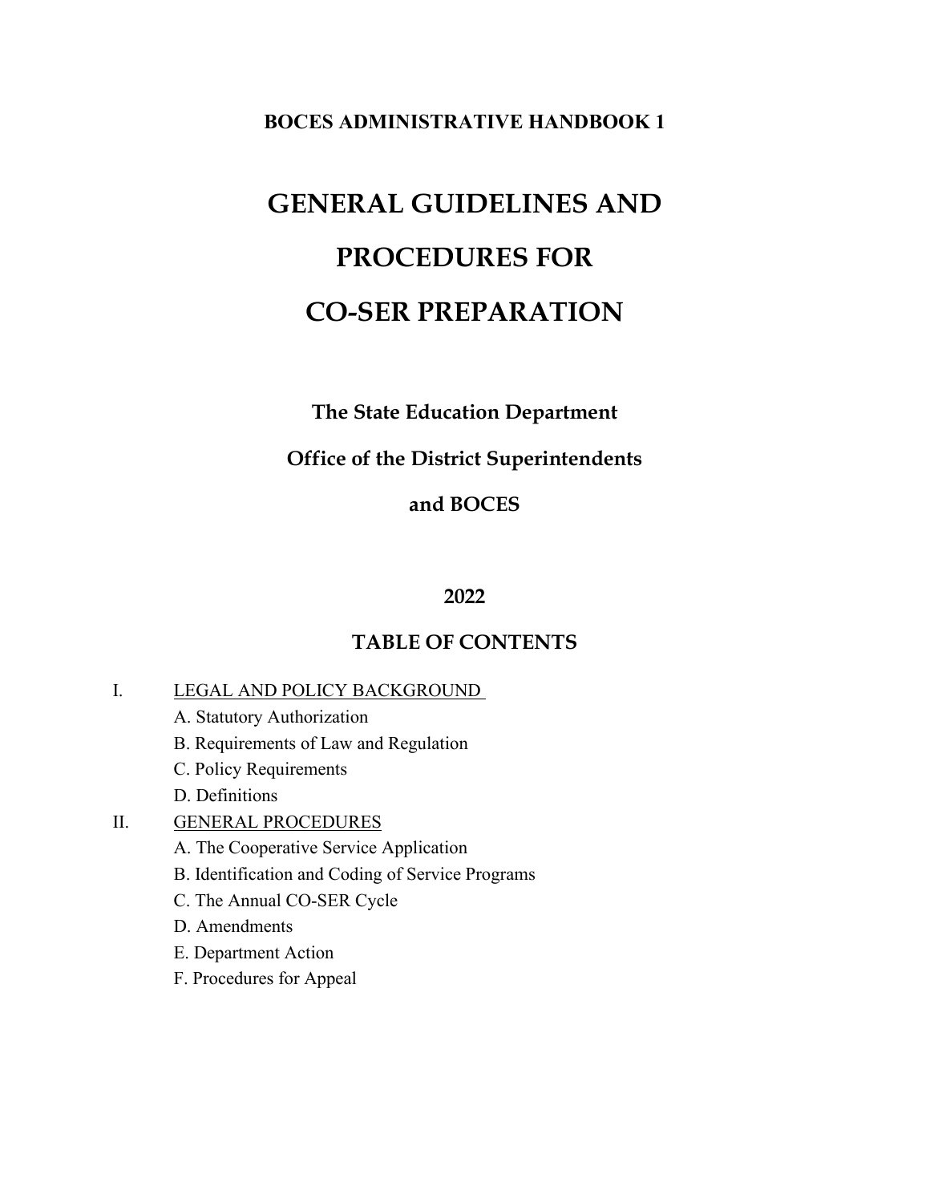**BOCES ADMINISTRATIVE HANDBOOK 1**

# GENERAL GUIDELINES AND PROCEDURES FOR CO-SER PREPARATION

**The State Education Department**

**Office of the District Superintendents**

**and BOCES**

**2022**

## TABLE OF CONTENTS

I. LEGAL AND POLICY BACKGROUND
   - A. Statutory Authorization
   - B. Requirements of Law and Regulation
   - C. Policy Requirements
   - D. Definitions

II. GENERAL PROCEDURES
   - A. The Cooperative Service Application
   - B. Identification and Coding of Service Programs
   - C. The Annual CO-SER Cycle
   - D. Amendments
   - E. Department Action
   - F. Procedures for Appeal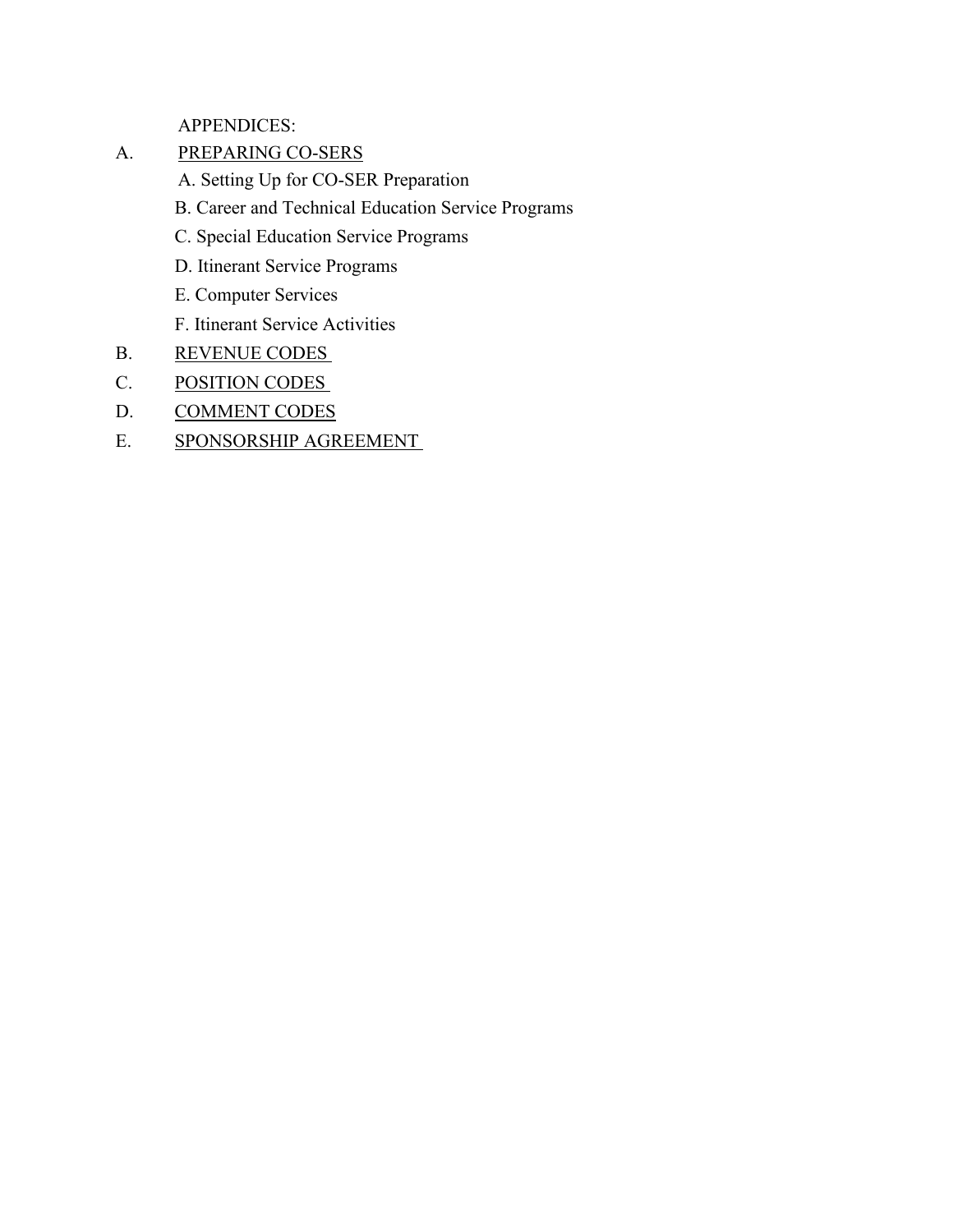APPENDICES:

A. <u>PREPARING CO-SERS</u>

   A. Setting Up for CO-SER Preparation

   B. Career and Technical Education Service Programs

   C. Special Education Service Programs

   D. Itinerant Service Programs

   E. Computer Services

   F. Itinerant Service Activities

B. <u>REVENUE CODES</u>

C. <u>POSITION CODES</u>

D. <u>COMMENT CODES</u>

E. <u>SPONSORSHIP AGREEMENT</u>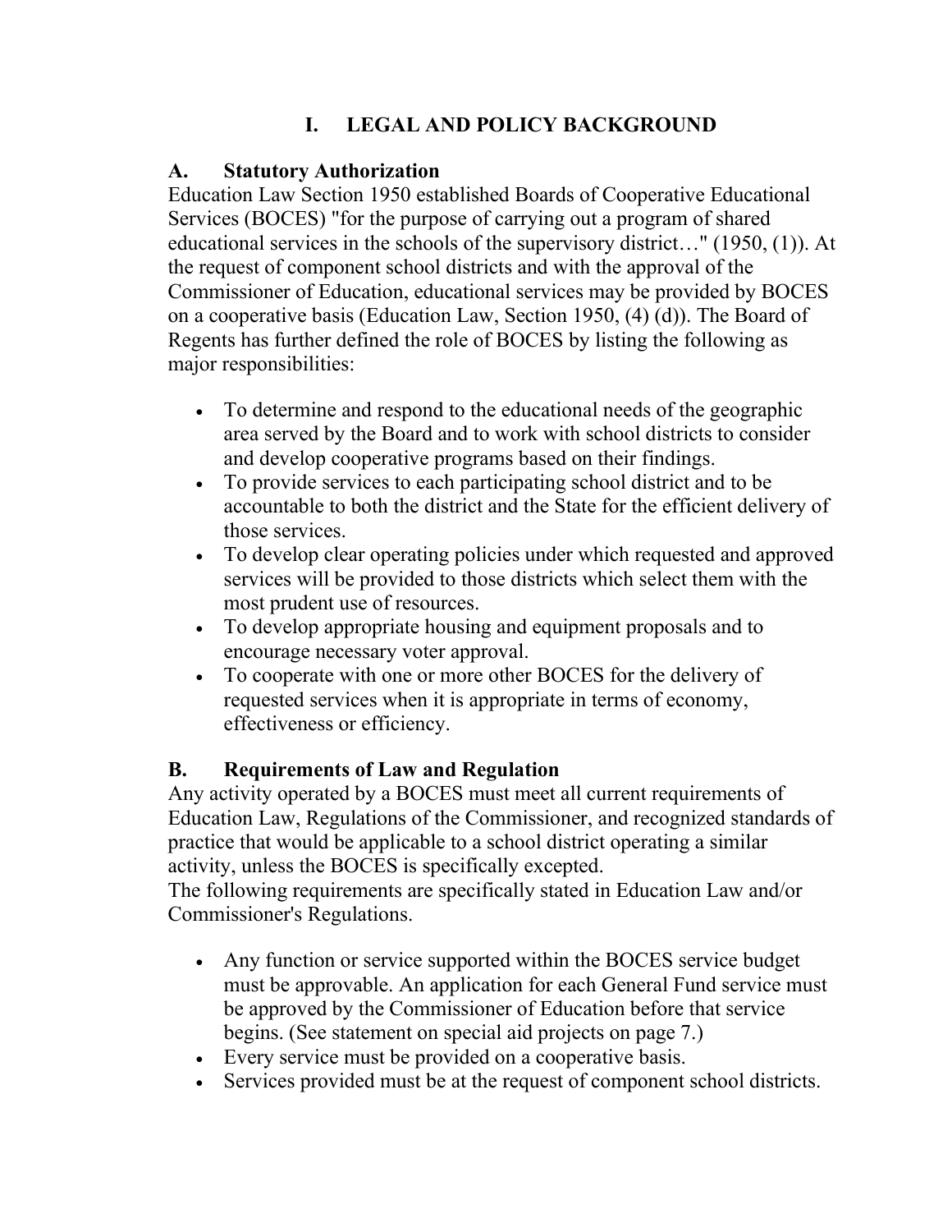# I. LEGAL AND POLICY BACKGROUND

## A. Statutory Authorization

Education Law Section 1950 established Boards of Cooperative Educational Services (BOCES) "for the purpose of carrying out a program of shared educational services in the schools of the supervisory district…" (1950, (1)). At the request of component school districts and with the approval of the Commissioner of Education, educational services may be provided by BOCES on a cooperative basis (Education Law, Section 1950, (4) (d)). The Board of Regents has further defined the role of BOCES by listing the following as major responsibilities:

- To determine and respond to the educational needs of the geographic area served by the Board and to work with school districts to consider and develop cooperative programs based on their findings.
- To provide services to each participating school district and to be accountable to both the district and the State for the efficient delivery of those services.
- To develop clear operating policies under which requested and approved services will be provided to those districts which select them with the most prudent use of resources.
- To develop appropriate housing and equipment proposals and to encourage necessary voter approval.
- To cooperate with one or more other BOCES for the delivery of requested services when it is appropriate in terms of economy, effectiveness or efficiency.

## B. Requirements of Law and Regulation

Any activity operated by a BOCES must meet all current requirements of Education Law, Regulations of the Commissioner, and recognized standards of practice that would be applicable to a school district operating a similar activity, unless the BOCES is specifically excepted.

The following requirements are specifically stated in Education Law and/or Commissioner's Regulations.

- Any function or service supported within the BOCES service budget must be approvable. An application for each General Fund service must be approved by the Commissioner of Education before that service begins. (See statement on special aid projects on page 7.)
- Every service must be provided on a cooperative basis.
- Services provided must be at the request of component school districts.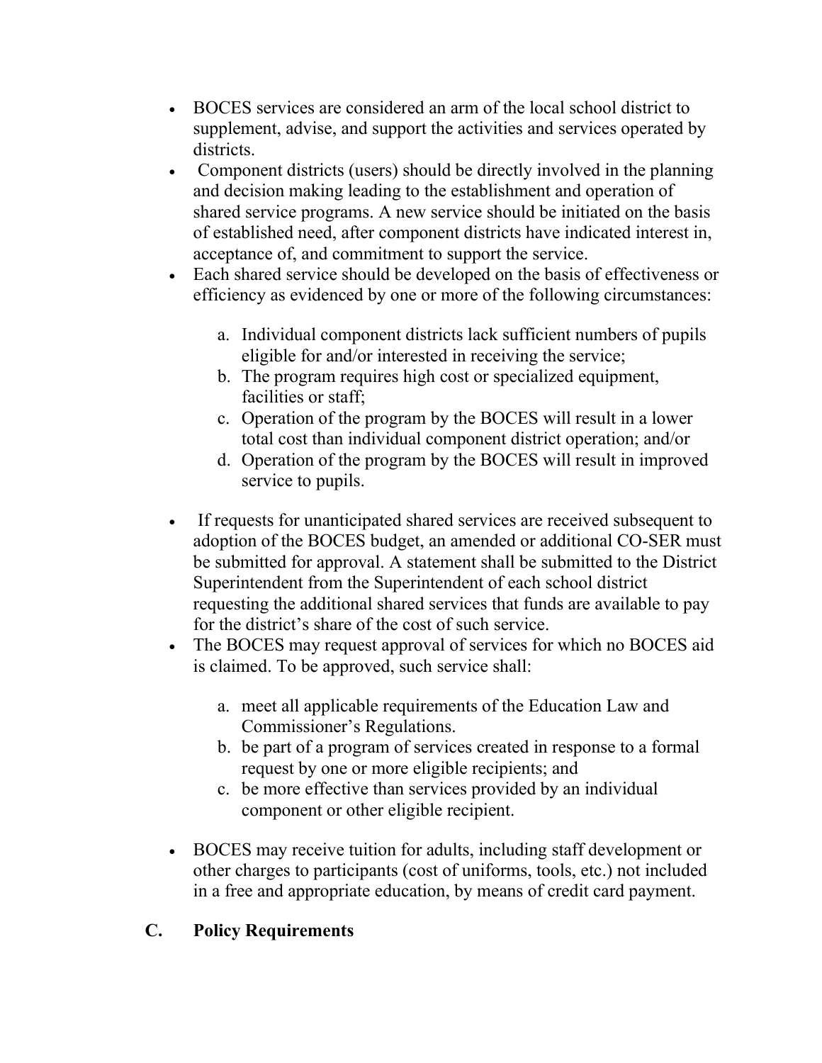- BOCES services are considered an arm of the local school district to supplement, advise, and support the activities and services operated by districts.
- Component districts (users) should be directly involved in the planning and decision making leading to the establishment and operation of shared service programs. A new service should be initiated on the basis of established need, after component districts have indicated interest in, acceptance of, and commitment to support the service.
- Each shared service should be developed on the basis of effectiveness or efficiency as evidenced by one or more of the following circumstances:

  a. Individual component districts lack sufficient numbers of pupils eligible for and/or interested in receiving the service;
  b. The program requires high cost or specialized equipment, facilities or staff;
  c. Operation of the program by the BOCES will result in a lower total cost than individual component district operation; and/or
  d. Operation of the program by the BOCES will result in improved service to pupils.

- If requests for unanticipated shared services are received subsequent to adoption of the BOCES budget, an amended or additional CO-SER must be submitted for approval. A statement shall be submitted to the District Superintendent from the Superintendent of each school district requesting the additional shared services that funds are available to pay for the district's share of the cost of such service.
- The BOCES may request approval of services for which no BOCES aid is claimed. To be approved, such service shall:

  a. meet all applicable requirements of the Education Law and Commissioner's Regulations.
  b. be part of a program of services created in response to a formal request by one or more eligible recipients; and
  c. be more effective than services provided by an individual component or other eligible recipient.

- BOCES may receive tuition for adults, including staff development or other charges to participants (cost of uniforms, tools, etc.) not included in a free and appropriate education, by means of credit card payment.

## C. Policy Requirements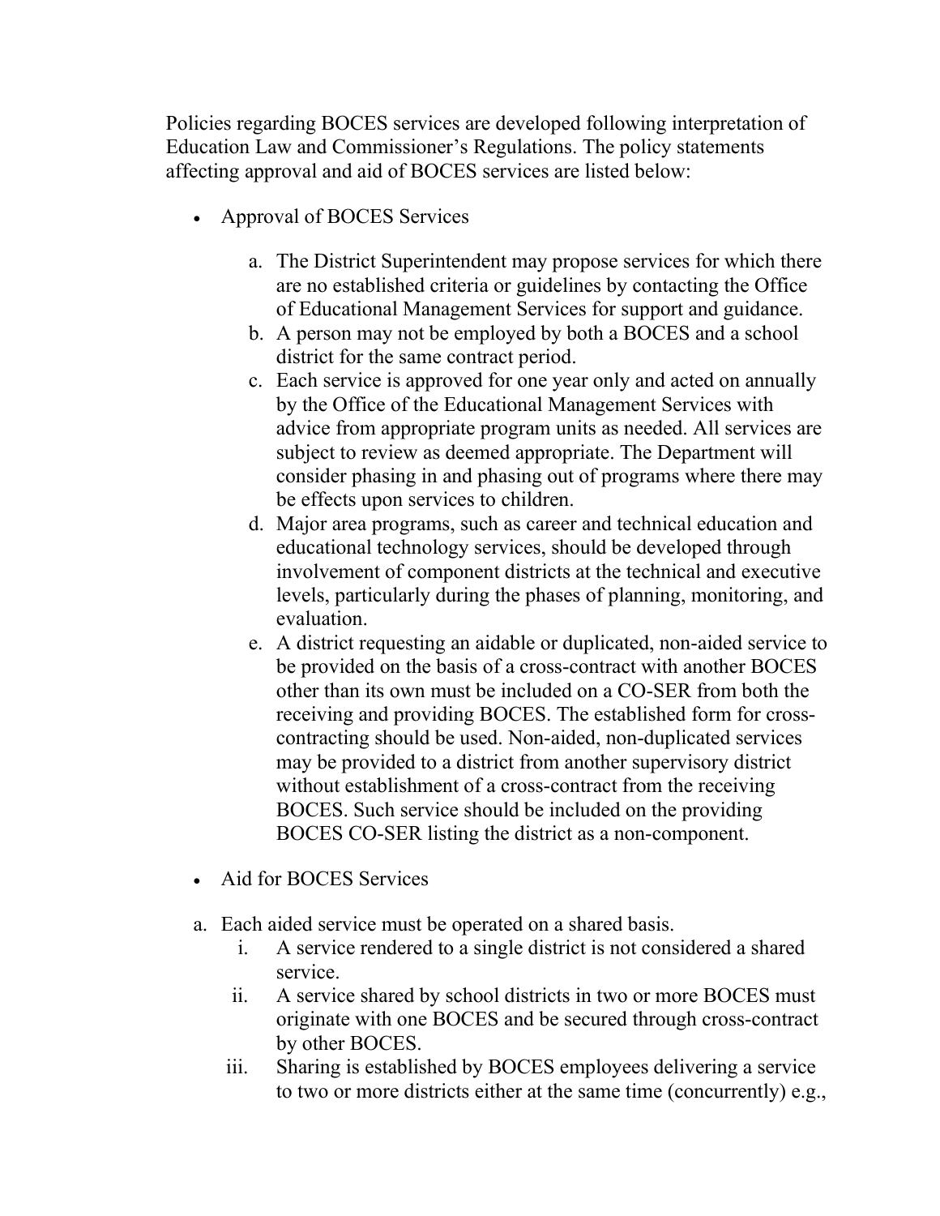Policies regarding BOCES services are developed following interpretation of Education Law and Commissioner's Regulations. The policy statements affecting approval and aid of BOCES services are listed below:

- Approval of BOCES Services

  a. The District Superintendent may propose services for which there are no established criteria or guidelines by contacting the Office of Educational Management Services for support and guidance.
  b. A person may not be employed by both a BOCES and a school district for the same contract period.
  c. Each service is approved for one year only and acted on annually by the Office of the Educational Management Services with advice from appropriate program units as needed. All services are subject to review as deemed appropriate. The Department will consider phasing in and phasing out of programs where there may be effects upon services to children.
  d. Major area programs, such as career and technical education and educational technology services, should be developed through involvement of component districts at the technical and executive levels, particularly during the phases of planning, monitoring, and evaluation.
  e. A district requesting an aidable or duplicated, non-aided service to be provided on the basis of a cross-contract with another BOCES other than its own must be included on a CO-SER from both the receiving and providing BOCES. The established form for cross-contracting should be used. Non-aided, non-duplicated services may be provided to a district from another supervisory district without establishment of a cross-contract from the receiving BOCES. Such service should be included on the providing BOCES CO-SER listing the district as a non-component.

- Aid for BOCES Services

a. Each aided service must be operated on a shared basis.
   i. A service rendered to a single district is not considered a shared service.
   ii. A service shared by school districts in two or more BOCES must originate with one BOCES and be secured through cross-contract by other BOCES.
   iii. Sharing is established by BOCES employees delivering a service to two or more districts either at the same time (concurrently) e.g.,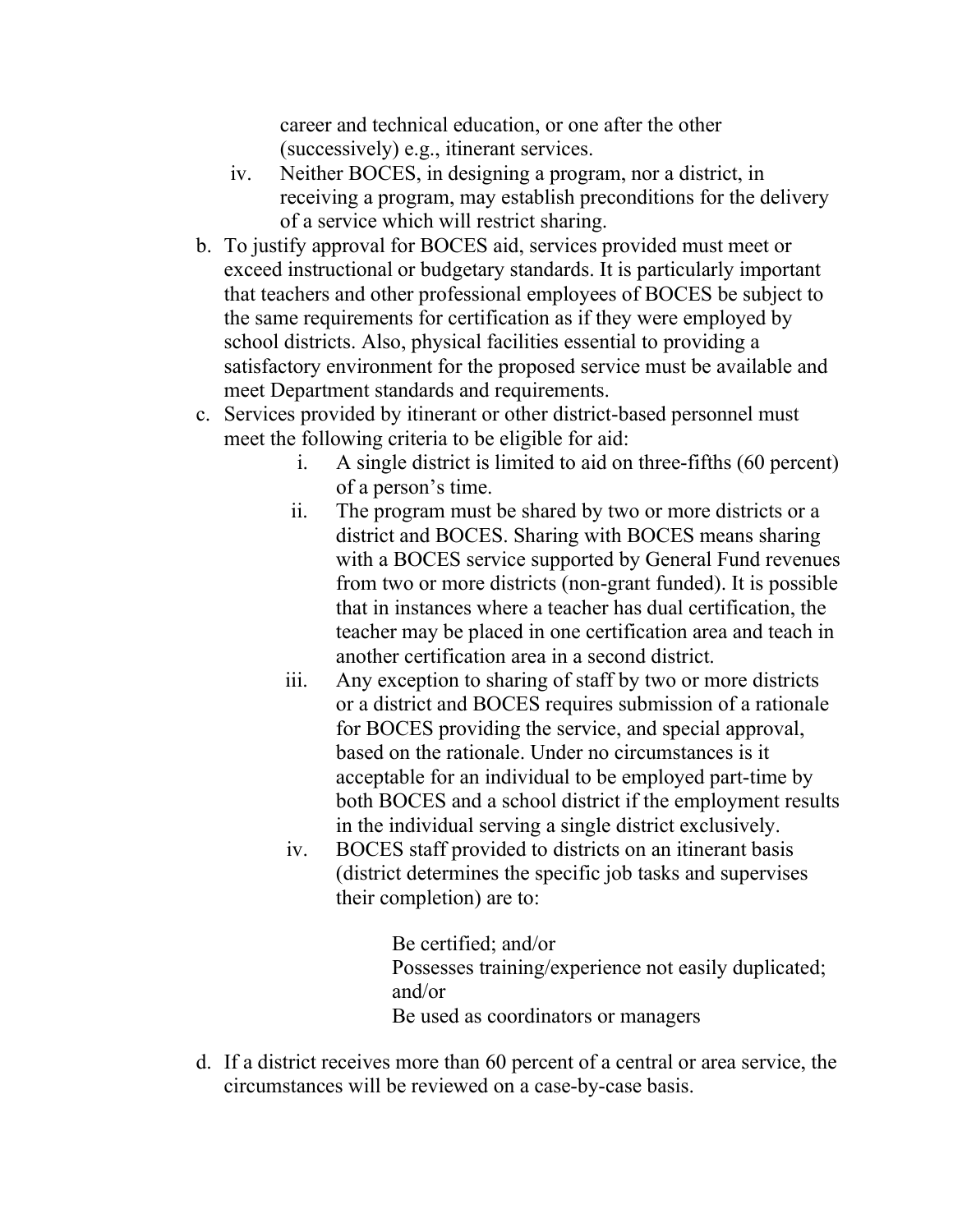career and technical education, or one after the other (successively) e.g., itinerant services.

   iv. Neither BOCES, in designing a program, nor a district, in receiving a program, may establish preconditions for the delivery of a service which will restrict sharing.

b. To justify approval for BOCES aid, services provided must meet or exceed instructional or budgetary standards. It is particularly important that teachers and other professional employees of BOCES be subject to the same requirements for certification as if they were employed by school districts. Also, physical facilities essential to providing a satisfactory environment for the proposed service must be available and meet Department standards and requirements.

c. Services provided by itinerant or other district-based personnel must meet the following criteria to be eligible for aid:

   i. A single district is limited to aid on three-fifths (60 percent) of a person's time.

   ii. The program must be shared by two or more districts or a district and BOCES. Sharing with BOCES means sharing with a BOCES service supported by General Fund revenues from two or more districts (non-grant funded). It is possible that in instances where a teacher has dual certification, the teacher may be placed in one certification area and teach in another certification area in a second district.

   iii. Any exception to sharing of staff by two or more districts or a district and BOCES requires submission of a rationale for BOCES providing the service, and special approval, based on the rationale. Under no circumstances is it acceptable for an individual to be employed part-time by both BOCES and a school district if the employment results in the individual serving a single district exclusively.

   iv. BOCES staff provided to districts on an itinerant basis (district determines the specific job tasks and supervises their completion) are to:

      Be certified; and/or
      Possesses training/experience not easily duplicated; and/or
      Be used as coordinators or managers

d. If a district receives more than 60 percent of a central or area service, the circumstances will be reviewed on a case-by-case basis.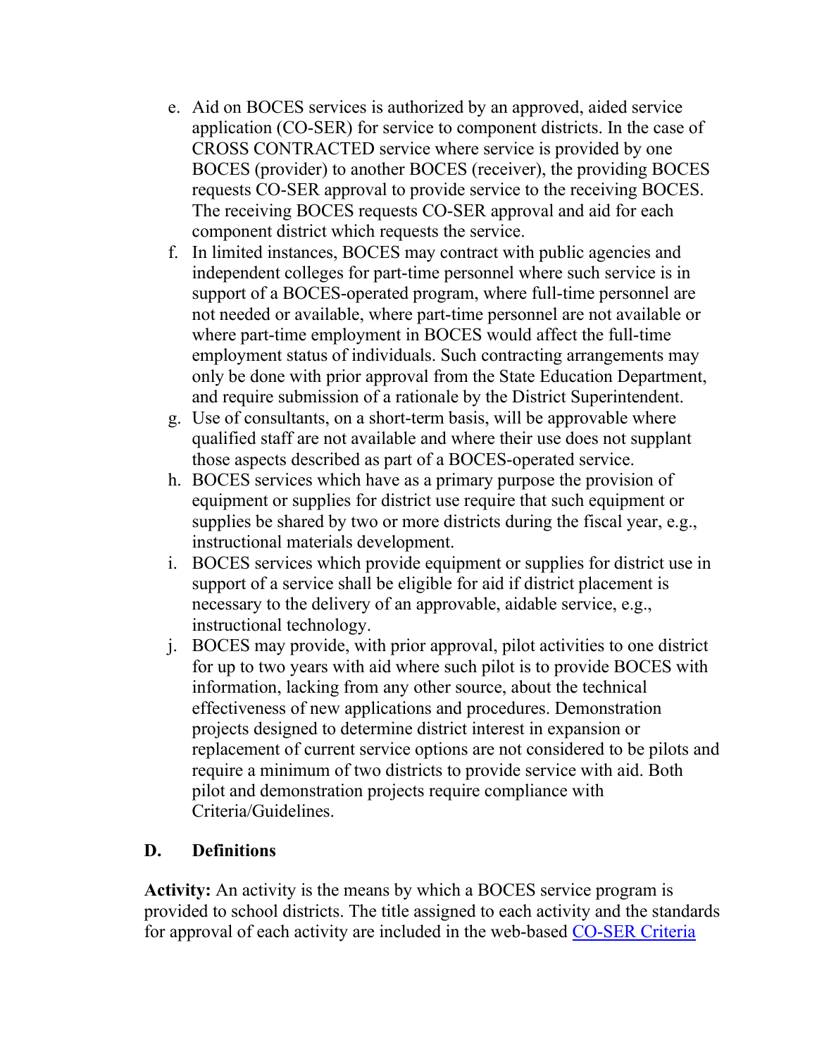e. Aid on BOCES services is authorized by an approved, aided service application (CO-SER) for service to component districts. In the case of CROSS CONTRACTED service where service is provided by one BOCES (provider) to another BOCES (receiver), the providing BOCES requests CO-SER approval to provide service to the receiving BOCES. The receiving BOCES requests CO-SER approval and aid for each component district which requests the service.
f. In limited instances, BOCES may contract with public agencies and independent colleges for part-time personnel where such service is in support of a BOCES-operated program, where full-time personnel are not needed or available, where part-time personnel are not available or where part-time employment in BOCES would affect the full-time employment status of individuals. Such contracting arrangements may only be done with prior approval from the State Education Department, and require submission of a rationale by the District Superintendent.
g. Use of consultants, on a short-term basis, will be approvable where qualified staff are not available and where their use does not supplant those aspects described as part of a BOCES-operated service.
h. BOCES services which have as a primary purpose the provision of equipment or supplies for district use require that such equipment or supplies be shared by two or more districts during the fiscal year, e.g., instructional materials development.
i. BOCES services which provide equipment or supplies for district use in support of a service shall be eligible for aid if district placement is necessary to the delivery of an approvable, aidable service, e.g., instructional technology.
j. BOCES may provide, with prior approval, pilot activities to one district for up to two years with aid where such pilot is to provide BOCES with information, lacking from any other source, about the technical effectiveness of new applications and procedures. Demonstration projects designed to determine district interest in expansion or replacement of current service options are not considered to be pilots and require a minimum of two districts to provide service with aid. Both pilot and demonstration projects require compliance with Criteria/Guidelines.

## D. Definitions

**Activity:** An activity is the means by which a BOCES service program is provided to school districts. The title assigned to each activity and the standards for approval of each activity are included in the web-based [CO-SER Criteria](#)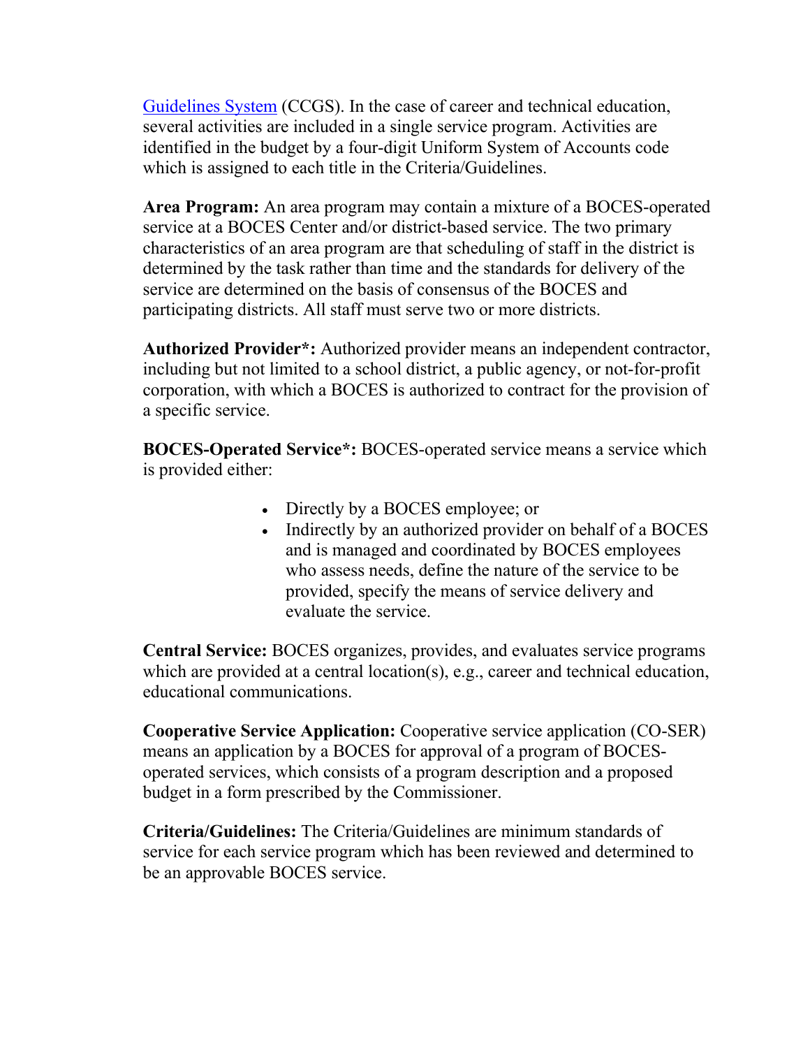Guidelines System (CCGS). In the case of career and technical education, several activities are included in a single service program. Activities are identified in the budget by a four-digit Uniform System of Accounts code which is assigned to each title in the Criteria/Guidelines.

**Area Program:** An area program may contain a mixture of a BOCES-operated service at a BOCES Center and/or district-based service. The two primary characteristics of an area program are that scheduling of staff in the district is determined by the task rather than time and the standards for delivery of the service are determined on the basis of consensus of the BOCES and participating districts. All staff must serve two or more districts.

**Authorized Provider*:** Authorized provider means an independent contractor, including but not limited to a school district, a public agency, or not-for-profit corporation, with which a BOCES is authorized to contract for the provision of a specific service.

**BOCES-Operated Service*:** BOCES-operated service means a service which is provided either:

- Directly by a BOCES employee; or
- Indirectly by an authorized provider on behalf of a BOCES and is managed and coordinated by BOCES employees who assess needs, define the nature of the service to be provided, specify the means of service delivery and evaluate the service.

**Central Service:** BOCES organizes, provides, and evaluates service programs which are provided at a central location(s), e.g., career and technical education, educational communications.

**Cooperative Service Application:** Cooperative service application (CO-SER) means an application by a BOCES for approval of a program of BOCES-operated services, which consists of a program description and a proposed budget in a form prescribed by the Commissioner.

**Criteria/Guidelines:** The Criteria/Guidelines are minimum standards of service for each service program which has been reviewed and determined to be an approvable BOCES service.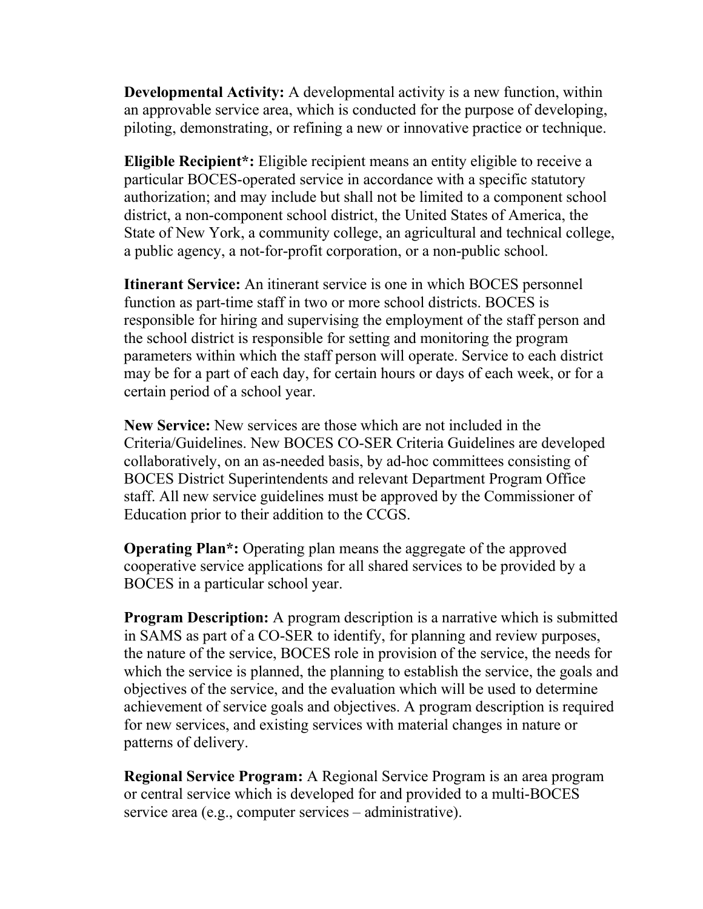**Developmental Activity:** A developmental activity is a new function, within an approvable service area, which is conducted for the purpose of developing, piloting, demonstrating, or refining a new or innovative practice or technique.

**Eligible Recipient*:** Eligible recipient means an entity eligible to receive a particular BOCES-operated service in accordance with a specific statutory authorization; and may include but shall not be limited to a component school district, a non-component school district, the United States of America, the State of New York, a community college, an agricultural and technical college, a public agency, a not-for-profit corporation, or a non-public school.

**Itinerant Service:** An itinerant service is one in which BOCES personnel function as part-time staff in two or more school districts. BOCES is responsible for hiring and supervising the employment of the staff person and the school district is responsible for setting and monitoring the program parameters within which the staff person will operate. Service to each district may be for a part of each day, for certain hours or days of each week, or for a certain period of a school year.

**New Service:** New services are those which are not included in the Criteria/Guidelines. New BOCES CO-SER Criteria Guidelines are developed collaboratively, on an as-needed basis, by ad-hoc committees consisting of BOCES District Superintendents and relevant Department Program Office staff. All new service guidelines must be approved by the Commissioner of Education prior to their addition to the CCGS.

**Operating Plan*:** Operating plan means the aggregate of the approved cooperative service applications for all shared services to be provided by a BOCES in a particular school year.

**Program Description:** A program description is a narrative which is submitted in SAMS as part of a CO-SER to identify, for planning and review purposes, the nature of the service, BOCES role in provision of the service, the needs for which the service is planned, the planning to establish the service, the goals and objectives of the service, and the evaluation which will be used to determine achievement of service goals and objectives. A program description is required for new services, and existing services with material changes in nature or patterns of delivery.

**Regional Service Program:** A Regional Service Program is an area program or central service which is developed for and provided to a multi-BOCES service area (e.g., computer services – administrative).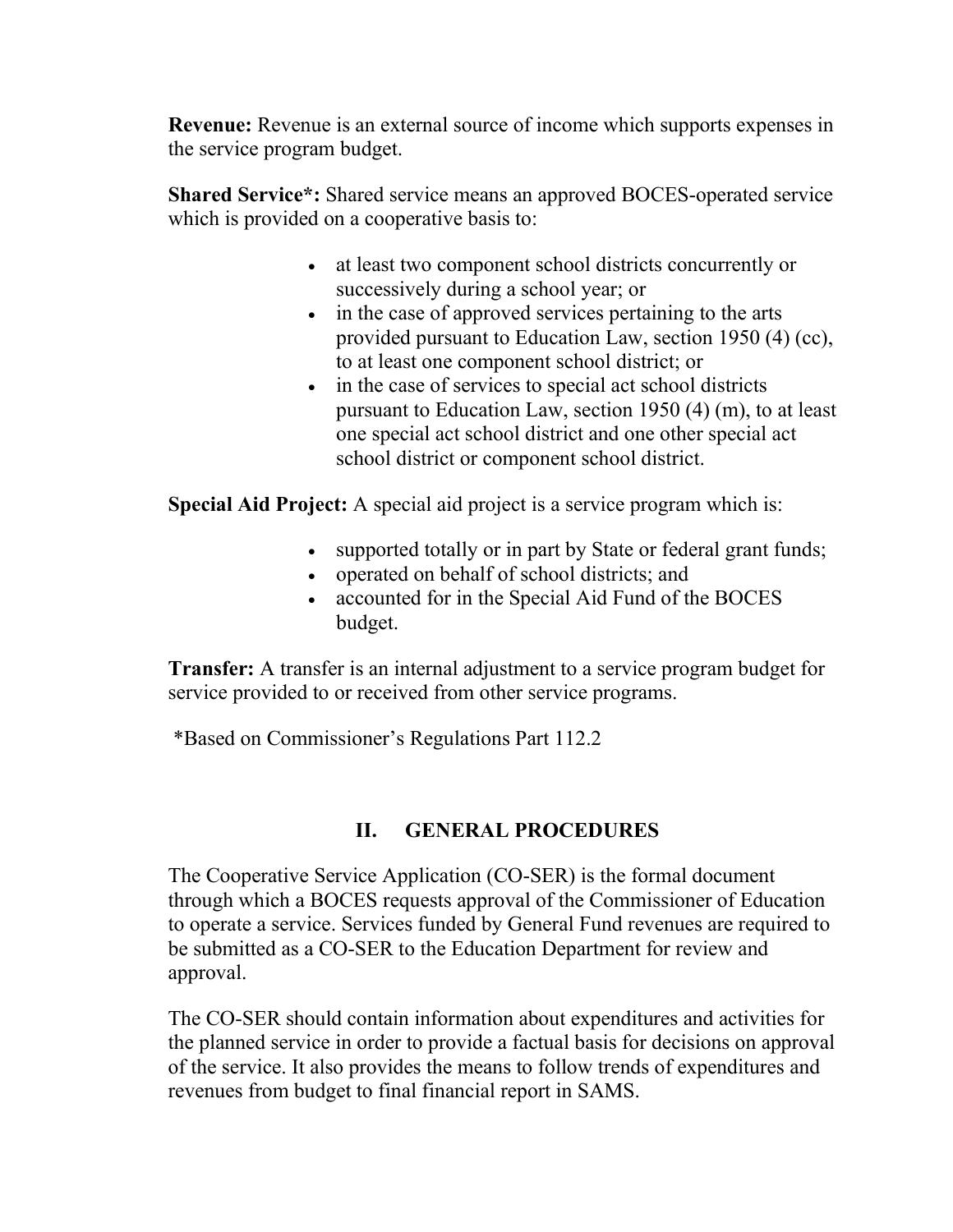**Revenue:** Revenue is an external source of income which supports expenses in the service program budget.

**Shared Service*:** Shared service means an approved BOCES-operated service which is provided on a cooperative basis to:

- at least two component school districts concurrently or successively during a school year; or
- in the case of approved services pertaining to the arts provided pursuant to Education Law, section 1950 (4) (cc), to at least one component school district; or
- in the case of services to special act school districts pursuant to Education Law, section 1950 (4) (m), to at least one special act school district and one other special act school district or component school district.

**Special Aid Project:** A special aid project is a service program which is:

- supported totally or in part by State or federal grant funds;
- operated on behalf of school districts; and
- accounted for in the Special Aid Fund of the BOCES budget.

**Transfer:** A transfer is an internal adjustment to a service program budget for service provided to or received from other service programs.

*Based on Commissioner's Regulations Part 112.2

## II. GENERAL PROCEDURES

The Cooperative Service Application (CO-SER) is the formal document through which a BOCES requests approval of the Commissioner of Education to operate a service. Services funded by General Fund revenues are required to be submitted as a CO-SER to the Education Department for review and approval.

The CO-SER should contain information about expenditures and activities for the planned service in order to provide a factual basis for decisions on approval of the service. It also provides the means to follow trends of expenditures and revenues from budget to final financial report in SAMS.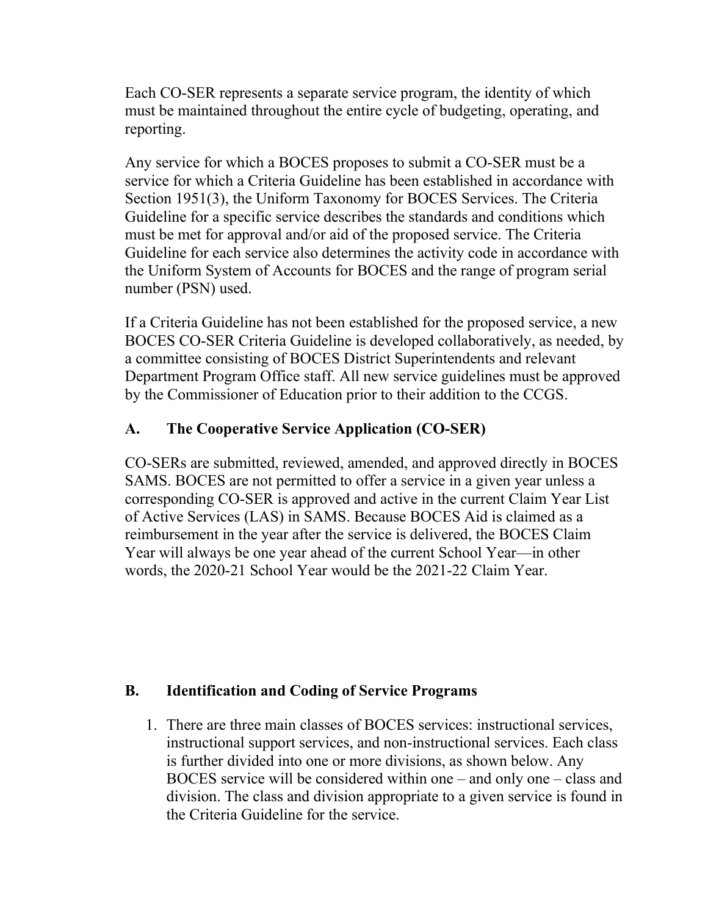Each CO-SER represents a separate service program, the identity of which must be maintained throughout the entire cycle of budgeting, operating, and reporting.

Any service for which a BOCES proposes to submit a CO-SER must be a service for which a Criteria Guideline has been established in accordance with Section 1951(3), the Uniform Taxonomy for BOCES Services. The Criteria Guideline for a specific service describes the standards and conditions which must be met for approval and/or aid of the proposed service. The Criteria Guideline for each service also determines the activity code in accordance with the Uniform System of Accounts for BOCES and the range of program serial number (PSN) used.

If a Criteria Guideline has not been established for the proposed service, a new BOCES CO-SER Criteria Guideline is developed collaboratively, as needed, by a committee consisting of BOCES District Superintendents and relevant Department Program Office staff. All new service guidelines must be approved by the Commissioner of Education prior to their addition to the CCGS.

## A. The Cooperative Service Application (CO-SER)

CO-SERs are submitted, reviewed, amended, and approved directly in BOCES SAMS. BOCES are not permitted to offer a service in a given year unless a corresponding CO-SER is approved and active in the current Claim Year List of Active Services (LAS) in SAMS. Because BOCES Aid is claimed as a reimbursement in the year after the service is delivered, the BOCES Claim Year will always be one year ahead of the current School Year—in other words, the 2020-21 School Year would be the 2021-22 Claim Year.

## B. Identification and Coding of Service Programs

1. There are three main classes of BOCES services: instructional services, instructional support services, and non-instructional services. Each class is further divided into one or more divisions, as shown below. Any BOCES service will be considered within one – and only one – class and division. The class and division appropriate to a given service is found in the Criteria Guideline for the service.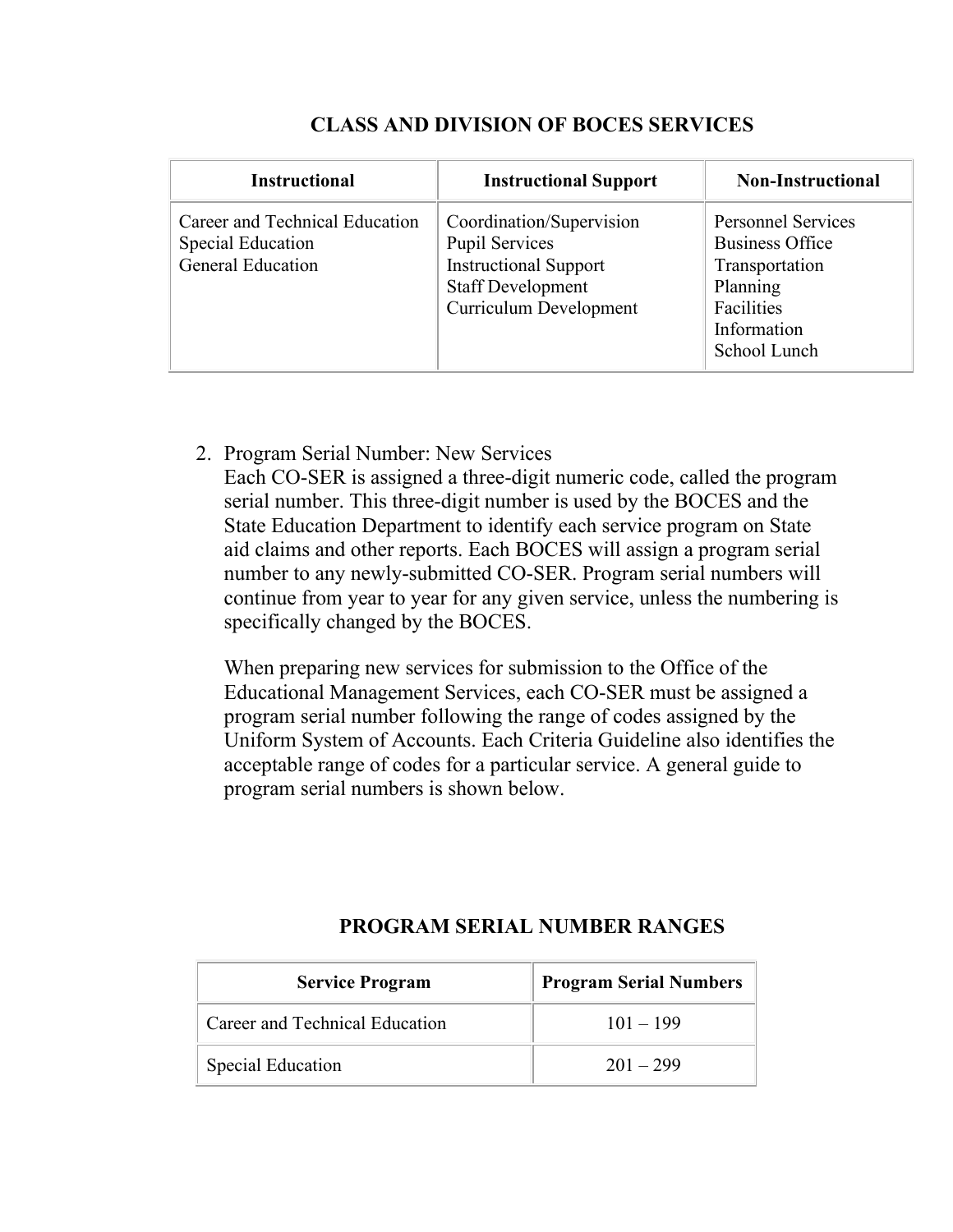### CLASS AND DIVISION OF BOCES SERVICES

| Instructional | Instructional Support | Non-Instructional |
|---|---|---|
| Career and Technical Education<br>Special Education<br>General Education | Coordination/Supervision<br>Pupil Services<br>Instructional Support<br>Staff Development<br>Curriculum Development | Personnel Services<br>Business Office<br>Transportation<br>Planning<br>Facilities<br>Information<br>School Lunch |

2. Program Serial Number: New Services
   Each CO-SER is assigned a three-digit numeric code, called the program serial number. This three-digit number is used by the BOCES and the State Education Department to identify each service program on State aid claims and other reports. Each BOCES will assign a program serial number to any newly-submitted CO-SER. Program serial numbers will continue from year to year for any given service, unless the numbering is specifically changed by the BOCES.

   When preparing new services for submission to the Office of the Educational Management Services, each CO-SER must be assigned a program serial number following the range of codes assigned by the Uniform System of Accounts. Each Criteria Guideline also identifies the acceptable range of codes for a particular service. A general guide to program serial numbers is shown below.

### PROGRAM SERIAL NUMBER RANGES

| Service Program | Program Serial Numbers |
|---|---|
| Career and Technical Education | 101 – 199 |
| Special Education | 201 – 299 |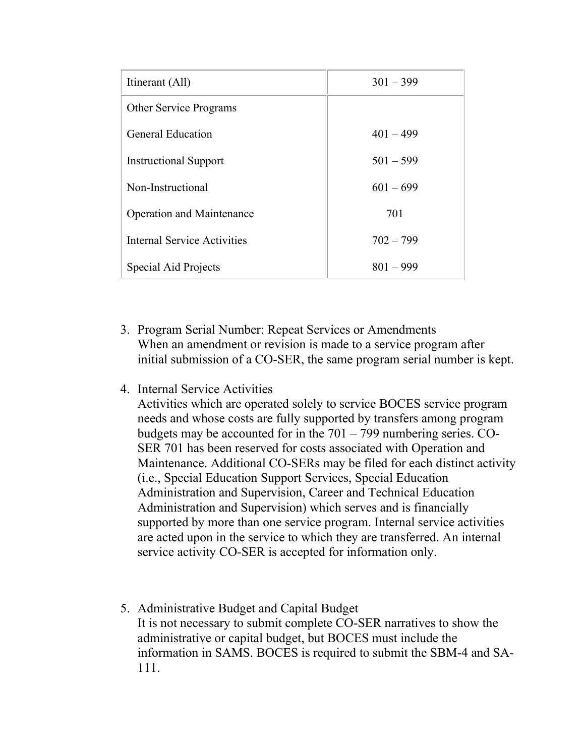| Itinerant (All) | 301 – 399 |
|---|---|
| Other Service Programs | |
| General Education | 401 – 499 |
| Instructional Support | 501 – 599 |
| Non-Instructional | 601 – 699 |
| Operation and Maintenance | 701 |
| Internal Service Activities | 702 – 799 |
| Special Aid Projects | 801 – 999 |

3. Program Serial Number: Repeat Services or Amendments
   When an amendment or revision is made to a service program after initial submission of a CO-SER, the same program serial number is kept.

4. Internal Service Activities
   Activities which are operated solely to service BOCES service program needs and whose costs are fully supported by transfers among program budgets may be accounted for in the 701 – 799 numbering series. CO-SER 701 has been reserved for costs associated with Operation and Maintenance. Additional CO-SERs may be filed for each distinct activity (i.e., Special Education Support Services, Special Education Administration and Supervision, Career and Technical Education Administration and Supervision) which serves and is financially supported by more than one service program. Internal service activities are acted upon in the service to which they are transferred. An internal service activity CO-SER is accepted for information only.

5. Administrative Budget and Capital Budget
   It is not necessary to submit complete CO-SER narratives to show the administrative or capital budget, but BOCES must include the information in SAMS. BOCES is required to submit the SBM-4 and SA-111.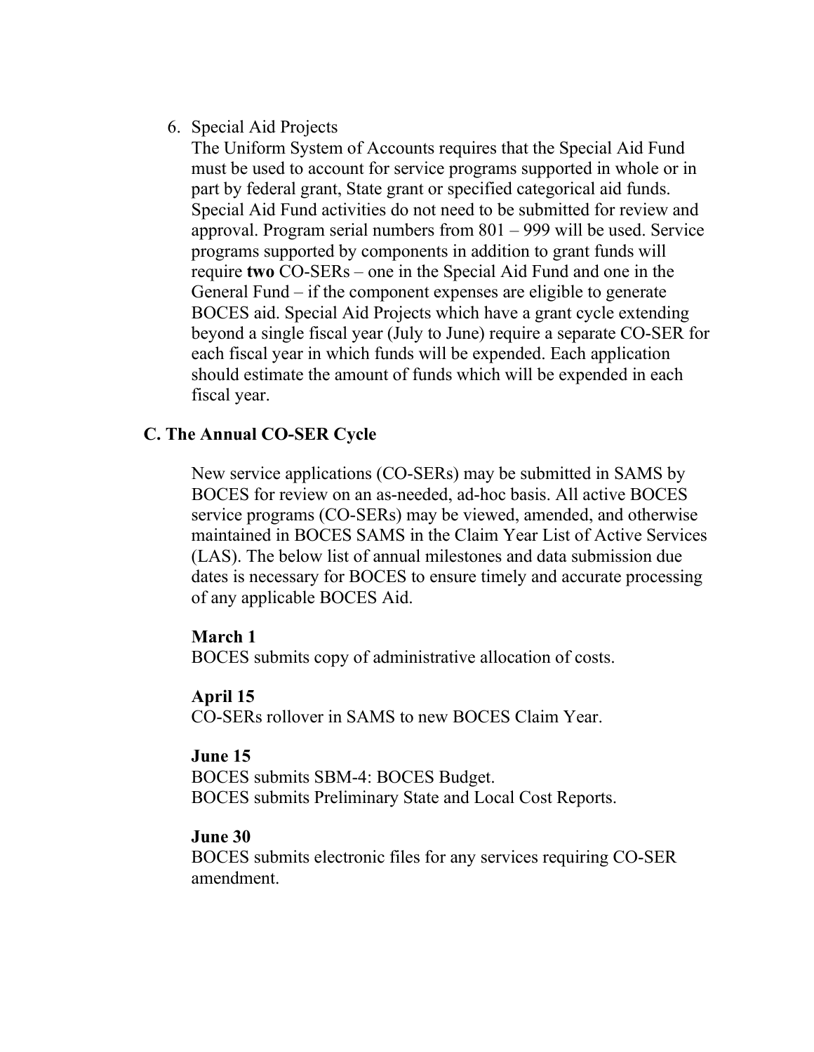6. Special Aid Projects

   The Uniform System of Accounts requires that the Special Aid Fund must be used to account for service programs supported in whole or in part by federal grant, State grant or specified categorical aid funds. Special Aid Fund activities do not need to be submitted for review and approval. Program serial numbers from 801 – 999 will be used. Service programs supported by components in addition to grant funds will require **two** CO-SERs – one in the Special Aid Fund and one in the General Fund – if the component expenses are eligible to generate BOCES aid. Special Aid Projects which have a grant cycle extending beyond a single fiscal year (July to June) require a separate CO-SER for each fiscal year in which funds will be expended. Each application should estimate the amount of funds which will be expended in each fiscal year.

### C. The Annual CO-SER Cycle

New service applications (CO-SERs) may be submitted in SAMS by BOCES for review on an as-needed, ad-hoc basis. All active BOCES service programs (CO-SERs) may be viewed, amended, and otherwise maintained in BOCES SAMS in the Claim Year List of Active Services (LAS). The below list of annual milestones and data submission due dates is necessary for BOCES to ensure timely and accurate processing of any applicable BOCES Aid.

**March 1**
BOCES submits copy of administrative allocation of costs.

**April 15**
CO-SERs rollover in SAMS to new BOCES Claim Year.

**June 15**
BOCES submits SBM-4: BOCES Budget.
BOCES submits Preliminary State and Local Cost Reports.

**June 30**
BOCES submits electronic files for any services requiring CO-SER amendment.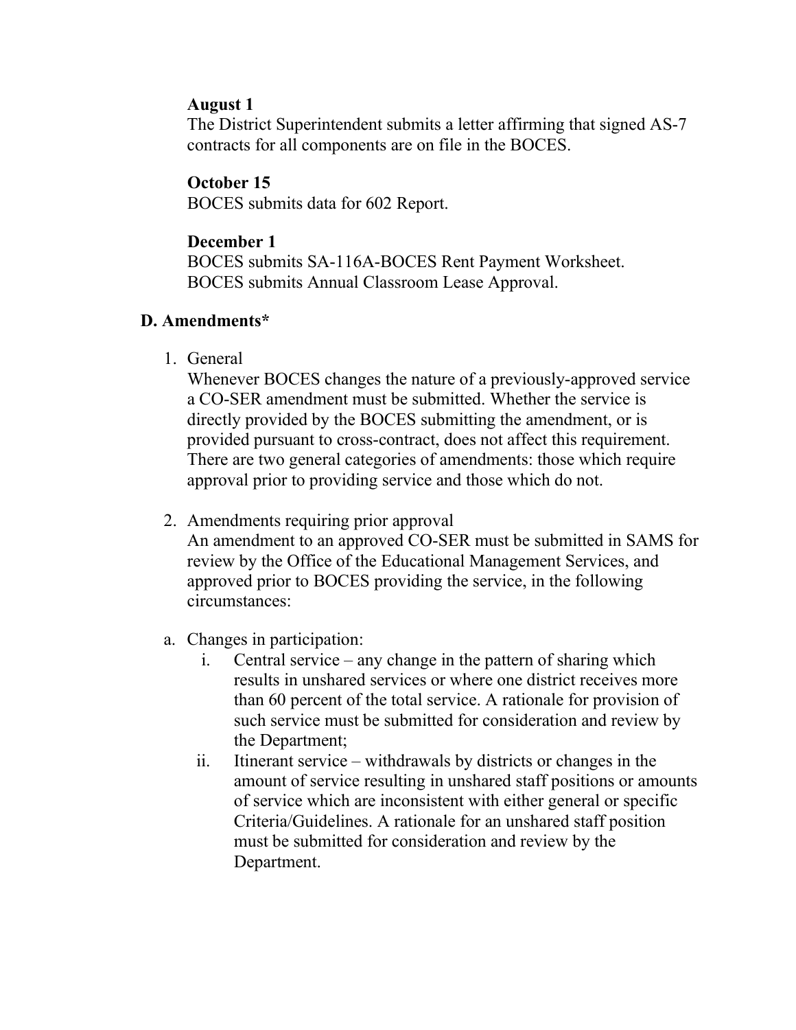**August 1**
The District Superintendent submits a letter affirming that signed AS-7 contracts for all components are on file in the BOCES.

**October 15**
BOCES submits data for 602 Report.

**December 1**
BOCES submits SA-116A-BOCES Rent Payment Worksheet.
BOCES submits Annual Classroom Lease Approval.

### D. Amendments*

1. General
   Whenever BOCES changes the nature of a previously-approved service a CO-SER amendment must be submitted. Whether the service is directly provided by the BOCES submitting the amendment, or is provided pursuant to cross-contract, does not affect this requirement. There are two general categories of amendments: those which require approval prior to providing service and those which do not.

2. Amendments requiring prior approval
   An amendment to an approved CO-SER must be submitted in SAMS for review by the Office of the Educational Management Services, and approved prior to BOCES providing the service, in the following circumstances:

a. Changes in participation:
   i. Central service – any change in the pattern of sharing which results in unshared services or where one district receives more than 60 percent of the total service. A rationale for provision of such service must be submitted for consideration and review by the Department;
   ii. Itinerant service – withdrawals by districts or changes in the amount of service resulting in unshared staff positions or amounts of service which are inconsistent with either general or specific Criteria/Guidelines. A rationale for an unshared staff position must be submitted for consideration and review by the Department.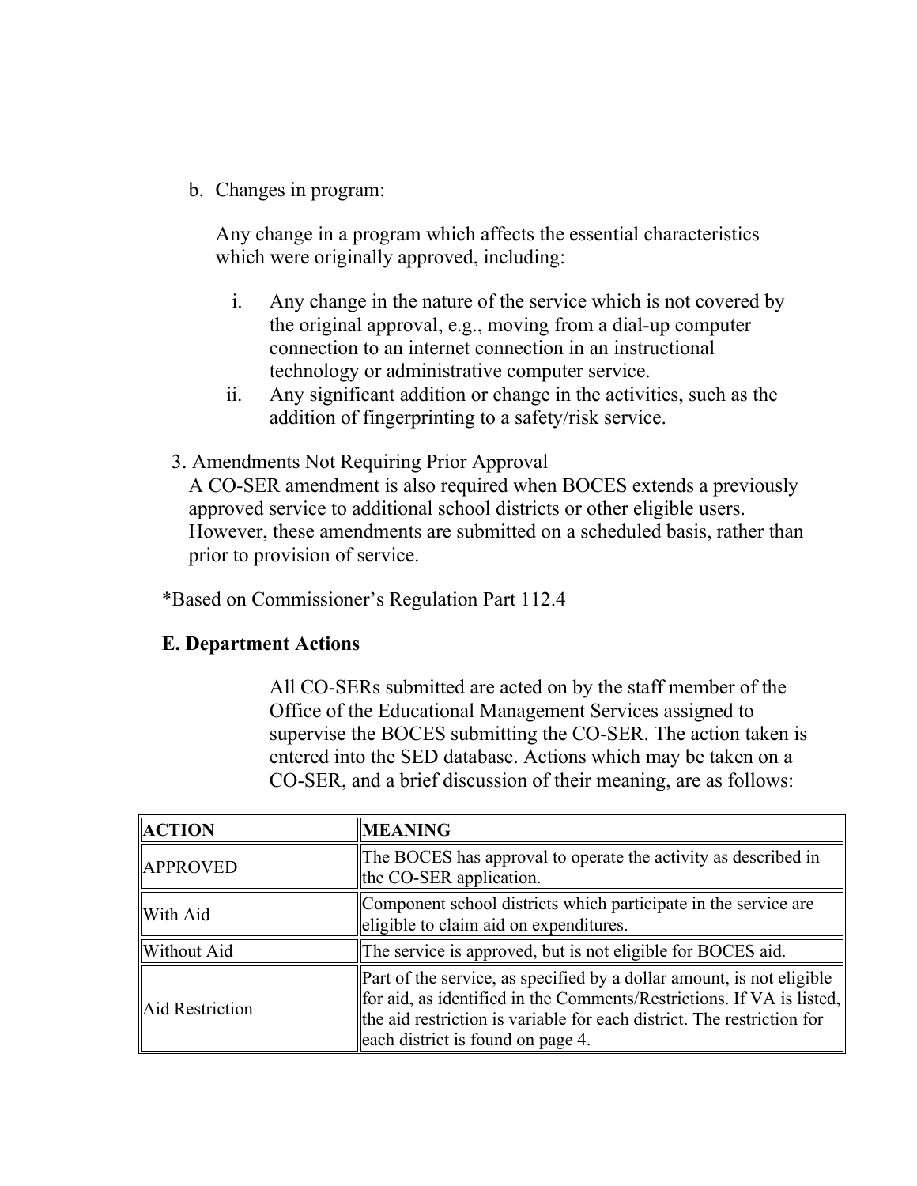b. Changes in program:

   Any change in a program which affects the essential characteristics which were originally approved, including:

   i. Any change in the nature of the service which is not covered by the original approval, e.g., moving from a dial-up computer connection to an internet connection in an instructional technology or administrative computer service.
   ii. Any significant addition or change in the activities, such as the addition of fingerprinting to a safety/risk service.

3. Amendments Not Requiring Prior Approval
   A CO-SER amendment is also required when BOCES extends a previously approved service to additional school districts or other eligible users. However, these amendments are submitted on a scheduled basis, rather than prior to provision of service.

*Based on Commissioner's Regulation Part 112.4

**E. Department Actions**

All CO-SERs submitted are acted on by the staff member of the Office of the Educational Management Services assigned to supervise the BOCES submitting the CO-SER. The action taken is entered into the SED database. Actions which may be taken on a CO-SER, and a brief discussion of their meaning, are as follows:

| **ACTION** | **MEANING** |
| --- | --- |
| APPROVED | The BOCES has approval to operate the activity as described in the CO-SER application. |
| With Aid | Component school districts which participate in the service are eligible to claim aid on expenditures. |
| Without Aid | The service is approved, but is not eligible for BOCES aid. |
| Aid Restriction | Part of the service, as specified by a dollar amount, is not eligible for aid, as identified in the Comments/Restrictions. If VA is listed, the aid restriction is variable for each district. The restriction for each district is found on page 4. |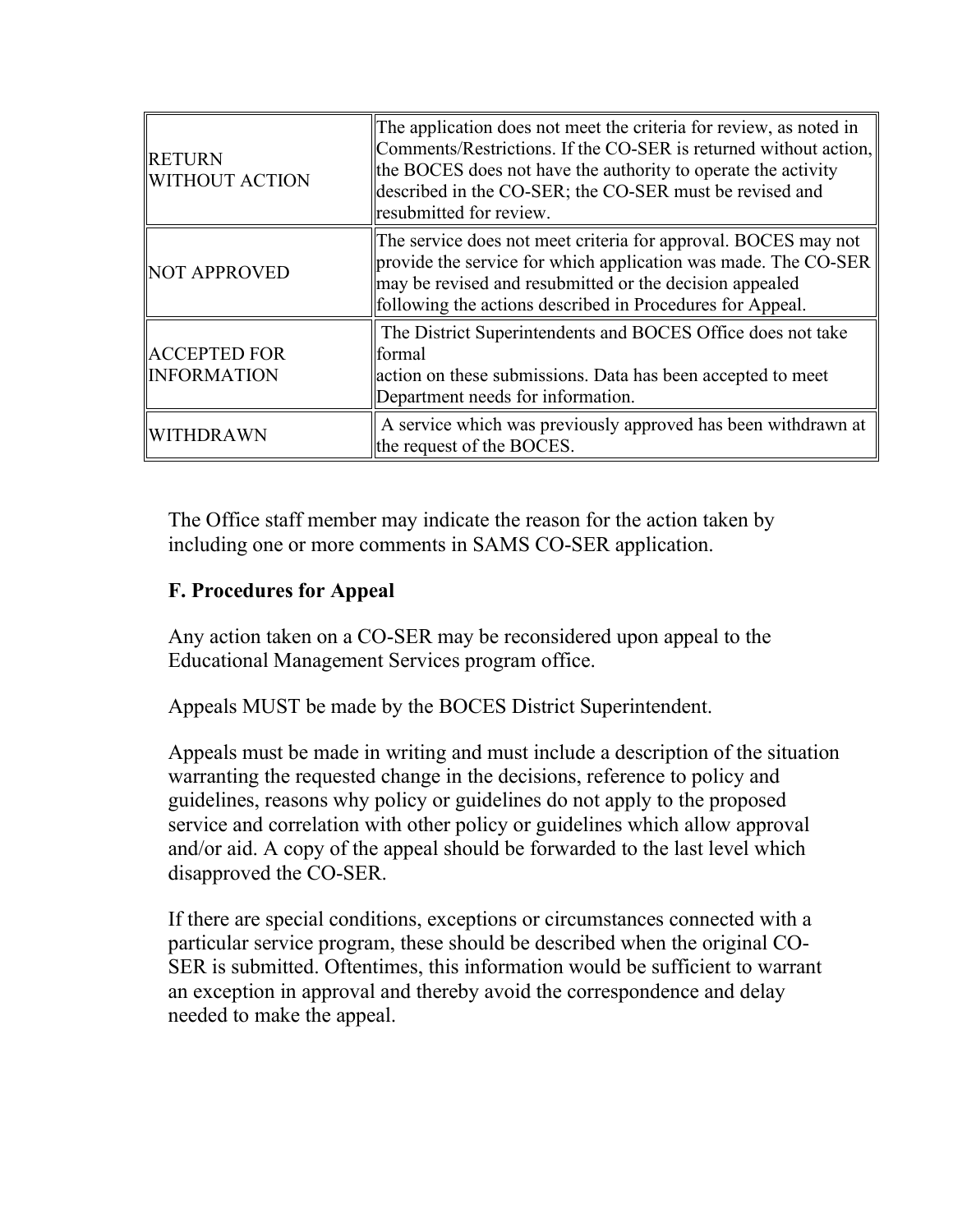| | |
|---|---|
| RETURN WITHOUT ACTION | The application does not meet the criteria for review, as noted in Comments/Restrictions. If the CO-SER is returned without action, the BOCES does not have the authority to operate the activity described in the CO-SER; the CO-SER must be revised and resubmitted for review. |
| NOT APPROVED | The service does not meet criteria for approval. BOCES may not provide the service for which application was made. The CO-SER may be revised and resubmitted or the decision appealed following the actions described in Procedures for Appeal. |
| ACCEPTED FOR INFORMATION | The District Superintendents and BOCES Office does not take formal action on these submissions. Data has been accepted to meet Department needs for information. |
| WITHDRAWN | A service which was previously approved has been withdrawn at the request of the BOCES. |

The Office staff member may indicate the reason for the action taken by including one or more comments in SAMS CO-SER application.

**F. Procedures for Appeal**

Any action taken on a CO-SER may be reconsidered upon appeal to the Educational Management Services program office.

Appeals MUST be made by the BOCES District Superintendent.

Appeals must be made in writing and must include a description of the situation warranting the requested change in the decisions, reference to policy and guidelines, reasons why policy or guidelines do not apply to the proposed service and correlation with other policy or guidelines which allow approval and/or aid. A copy of the appeal should be forwarded to the last level which disapproved the CO-SER.

If there are special conditions, exceptions or circumstances connected with a particular service program, these should be described when the original CO-SER is submitted. Oftentimes, this information would be sufficient to warrant an exception in approval and thereby avoid the correspondence and delay needed to make the appeal.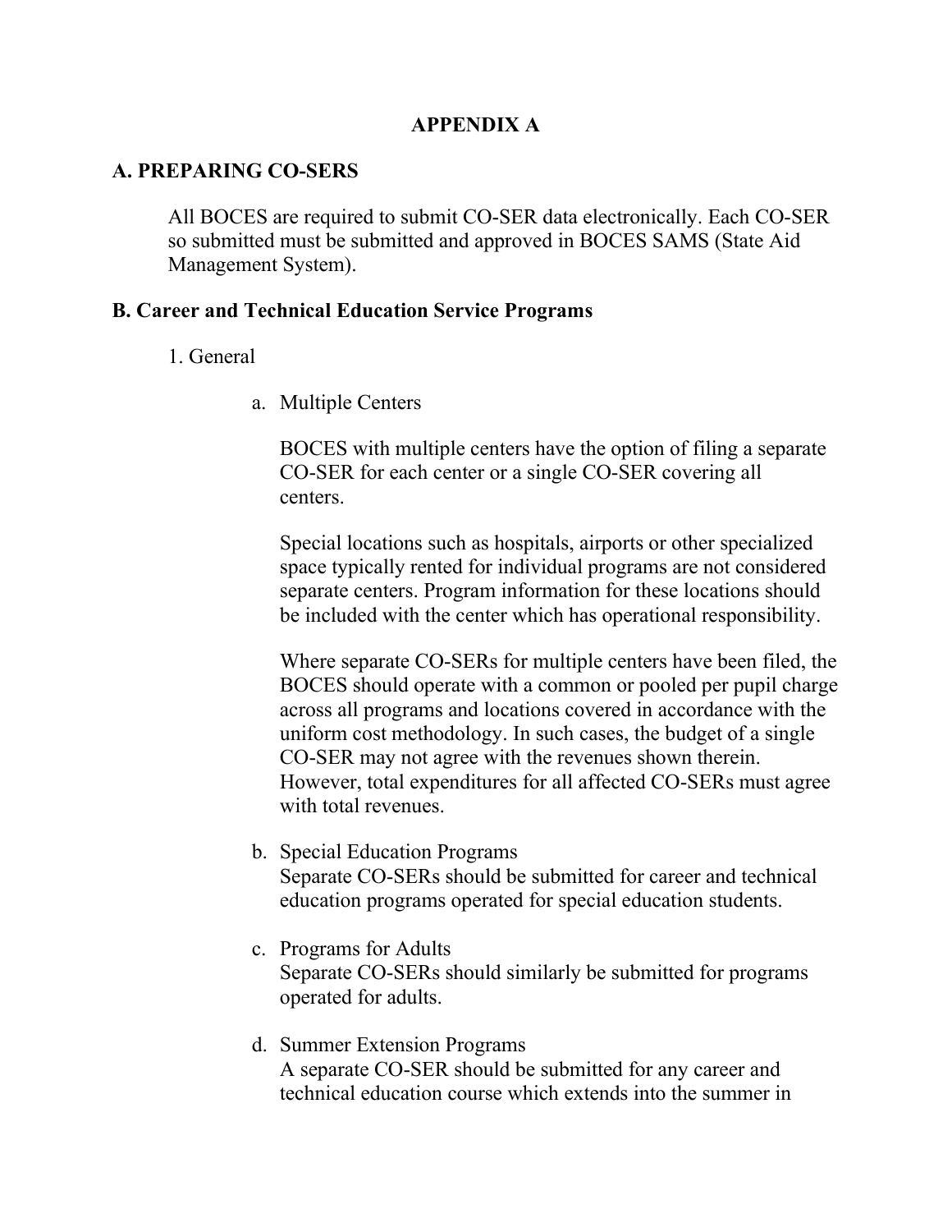# APPENDIX A

## A. PREPARING CO-SERS

All BOCES are required to submit CO-SER data electronically. Each CO-SER so submitted must be submitted and approved in BOCES SAMS (State Aid Management System).

## B. Career and Technical Education Service Programs

1. General

   a. Multiple Centers

      BOCES with multiple centers have the option of filing a separate CO-SER for each center or a single CO-SER covering all centers.

      Special locations such as hospitals, airports or other specialized space typically rented for individual programs are not considered separate centers. Program information for these locations should be included with the center which has operational responsibility.

      Where separate CO-SERs for multiple centers have been filed, the BOCES should operate with a common or pooled per pupil charge across all programs and locations covered in accordance with the uniform cost methodology. In such cases, the budget of a single CO-SER may not agree with the revenues shown therein. However, total expenditures for all affected CO-SERs must agree with total revenues.

   b. Special Education Programs
      Separate CO-SERs should be submitted for career and technical education programs operated for special education students.

   c. Programs for Adults
      Separate CO-SERs should similarly be submitted for programs operated for adults.

   d. Summer Extension Programs
      A separate CO-SER should be submitted for any career and technical education course which extends into the summer in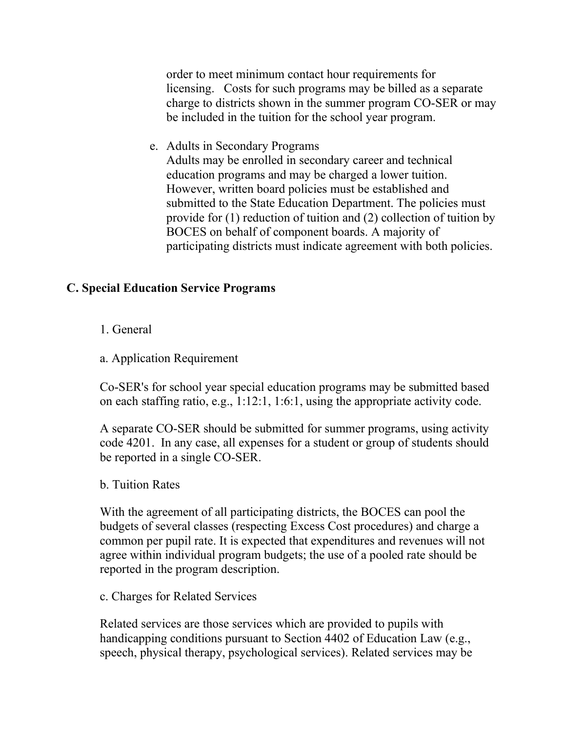order to meet minimum contact hour requirements for licensing. Costs for such programs may be billed as a separate charge to districts shown in the summer program CO-SER or may be included in the tuition for the school year program.

e. Adults in Secondary Programs
Adults may be enrolled in secondary career and technical education programs and may be charged a lower tuition. However, written board policies must be established and submitted to the State Education Department. The policies must provide for (1) reduction of tuition and (2) collection of tuition by BOCES on behalf of component boards. A majority of participating districts must indicate agreement with both policies.

## C. Special Education Service Programs

1. General

a. Application Requirement

Co-SER's for school year special education programs may be submitted based on each staffing ratio, e.g., 1:12:1, 1:6:1, using the appropriate activity code.

A separate CO-SER should be submitted for summer programs, using activity code 4201. In any case, all expenses for a student or group of students should be reported in a single CO-SER.

b. Tuition Rates

With the agreement of all participating districts, the BOCES can pool the budgets of several classes (respecting Excess Cost procedures) and charge a common per pupil rate. It is expected that expenditures and revenues will not agree within individual program budgets; the use of a pooled rate should be reported in the program description.

c. Charges for Related Services

Related services are those services which are provided to pupils with handicapping conditions pursuant to Section 4402 of Education Law (e.g., speech, physical therapy, psychological services). Related services may be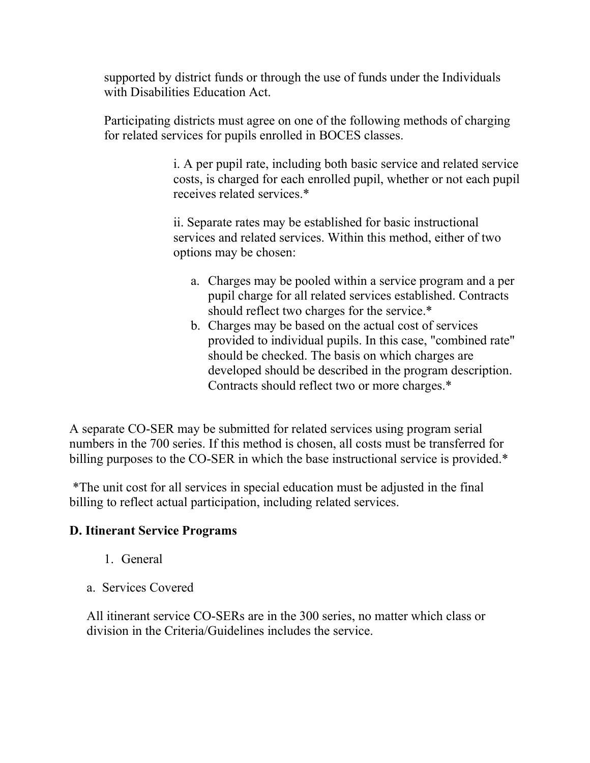supported by district funds or through the use of funds under the Individuals with Disabilities Education Act.

Participating districts must agree on one of the following methods of charging for related services for pupils enrolled in BOCES classes.

i. A per pupil rate, including both basic service and related service costs, is charged for each enrolled pupil, whether or not each pupil receives related services.*

ii. Separate rates may be established for basic instructional services and related services. Within this method, either of two options may be chosen:

a. Charges may be pooled within a service program and a per pupil charge for all related services established. Contracts should reflect two charges for the service.*
b. Charges may be based on the actual cost of services provided to individual pupils. In this case, "combined rate" should be checked. The basis on which charges are developed should be described in the program description. Contracts should reflect two or more charges.*

A separate CO-SER may be submitted for related services using program serial numbers in the 700 series. If this method is chosen, all costs must be transferred for billing purposes to the CO-SER in which the base instructional service is provided.*

*The unit cost for all services in special education must be adjusted in the final billing to reflect actual participation, including related services.

**D. Itinerant Service Programs**

1. General

a. Services Covered

All itinerant service CO-SERs are in the 300 series, no matter which class or division in the Criteria/Guidelines includes the service.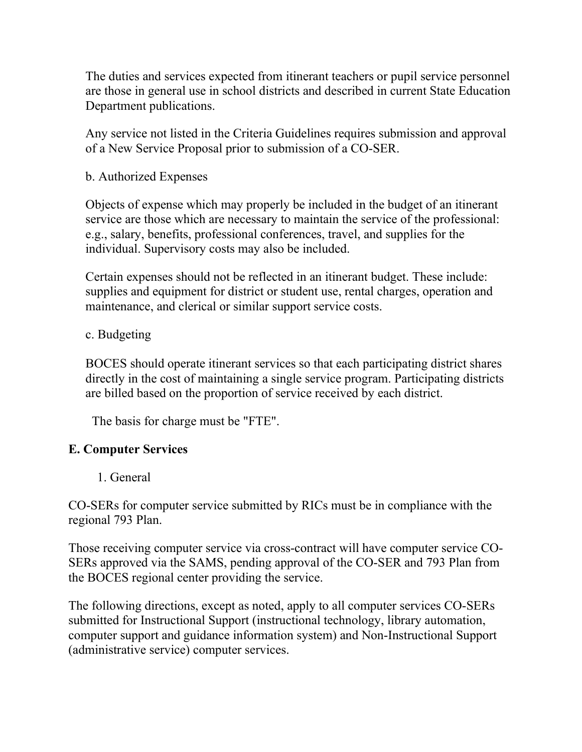The duties and services expected from itinerant teachers or pupil service personnel are those in general use in school districts and described in current State Education Department publications.

Any service not listed in the Criteria Guidelines requires submission and approval of a New Service Proposal prior to submission of a CO-SER.

b. Authorized Expenses

Objects of expense which may properly be included in the budget of an itinerant service are those which are necessary to maintain the service of the professional: e.g., salary, benefits, professional conferences, travel, and supplies for the individual. Supervisory costs may also be included.

Certain expenses should not be reflected in an itinerant budget. These include: supplies and equipment for district or student use, rental charges, operation and maintenance, and clerical or similar support service costs.

c. Budgeting

BOCES should operate itinerant services so that each participating district shares directly in the cost of maintaining a single service program. Participating districts are billed based on the proportion of service received by each district.

The basis for charge must be "FTE".

## E. Computer Services

1. General

CO-SERs for computer service submitted by RICs must be in compliance with the regional 793 Plan.

Those receiving computer service via cross-contract will have computer service CO-SERs approved via the SAMS, pending approval of the CO-SER and 793 Plan from the BOCES regional center providing the service.

The following directions, except as noted, apply to all computer services CO-SERs submitted for Instructional Support (instructional technology, library automation, computer support and guidance information system) and Non-Instructional Support (administrative service) computer services.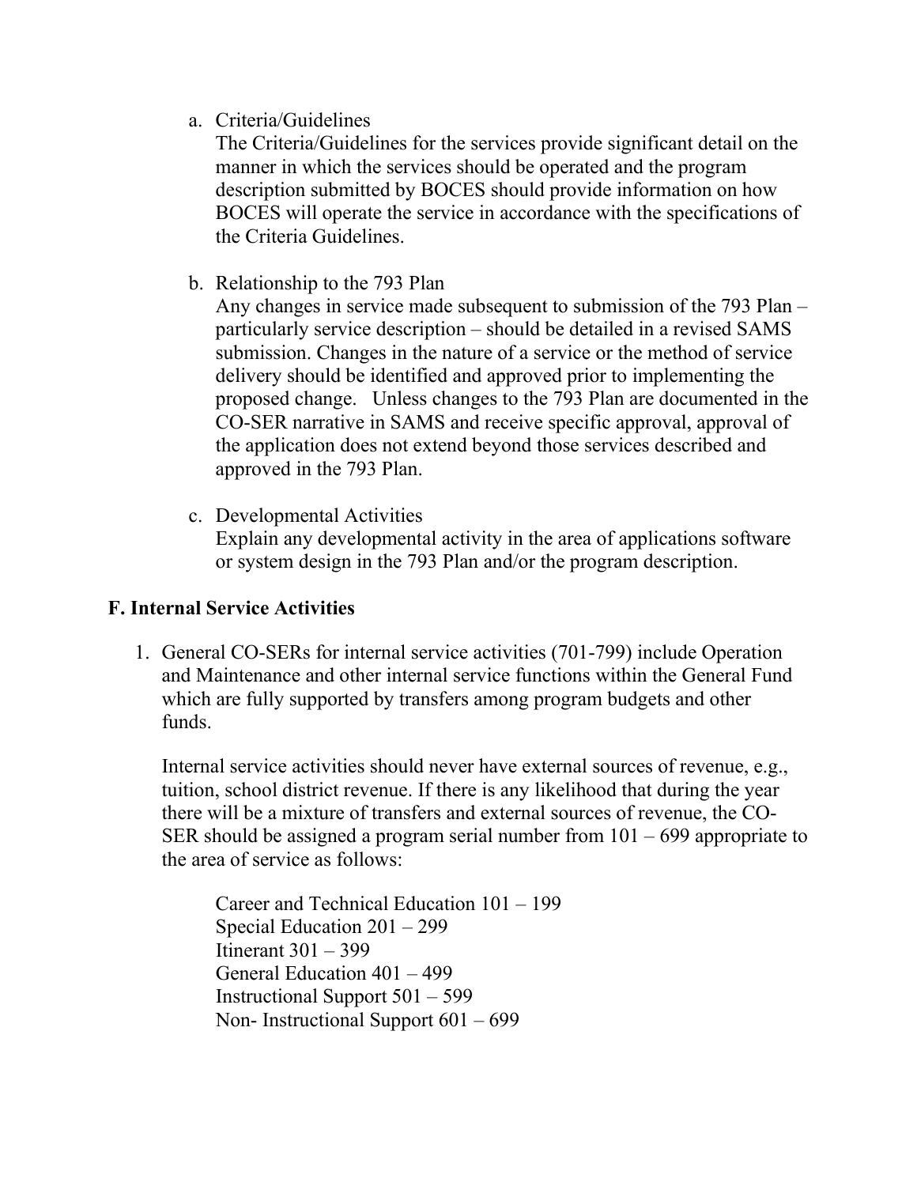a. Criteria/Guidelines
   The Criteria/Guidelines for the services provide significant detail on the manner in which the services should be operated and the program description submitted by BOCES should provide information on how BOCES will operate the service in accordance with the specifications of the Criteria Guidelines.

b. Relationship to the 793 Plan
   Any changes in service made subsequent to submission of the 793 Plan – particularly service description – should be detailed in a revised SAMS submission. Changes in the nature of a service or the method of service delivery should be identified and approved prior to implementing the proposed change. Unless changes to the 793 Plan are documented in the CO-SER narrative in SAMS and receive specific approval, approval of the application does not extend beyond those services described and approved in the 793 Plan.

c. Developmental Activities
   Explain any developmental activity in the area of applications software or system design in the 793 Plan and/or the program description.

## F. Internal Service Activities

1. General CO-SERs for internal service activities (701-799) include Operation and Maintenance and other internal service functions within the General Fund which are fully supported by transfers among program budgets and other funds.

   Internal service activities should never have external sources of revenue, e.g., tuition, school district revenue. If there is any likelihood that during the year there will be a mixture of transfers and external sources of revenue, the CO-SER should be assigned a program serial number from 101 – 699 appropriate to the area of service as follows:

   Career and Technical Education 101 – 199
   Special Education 201 – 299
   Itinerant 301 – 399
   General Education 401 – 499
   Instructional Support 501 – 599
   Non- Instructional Support 601 – 699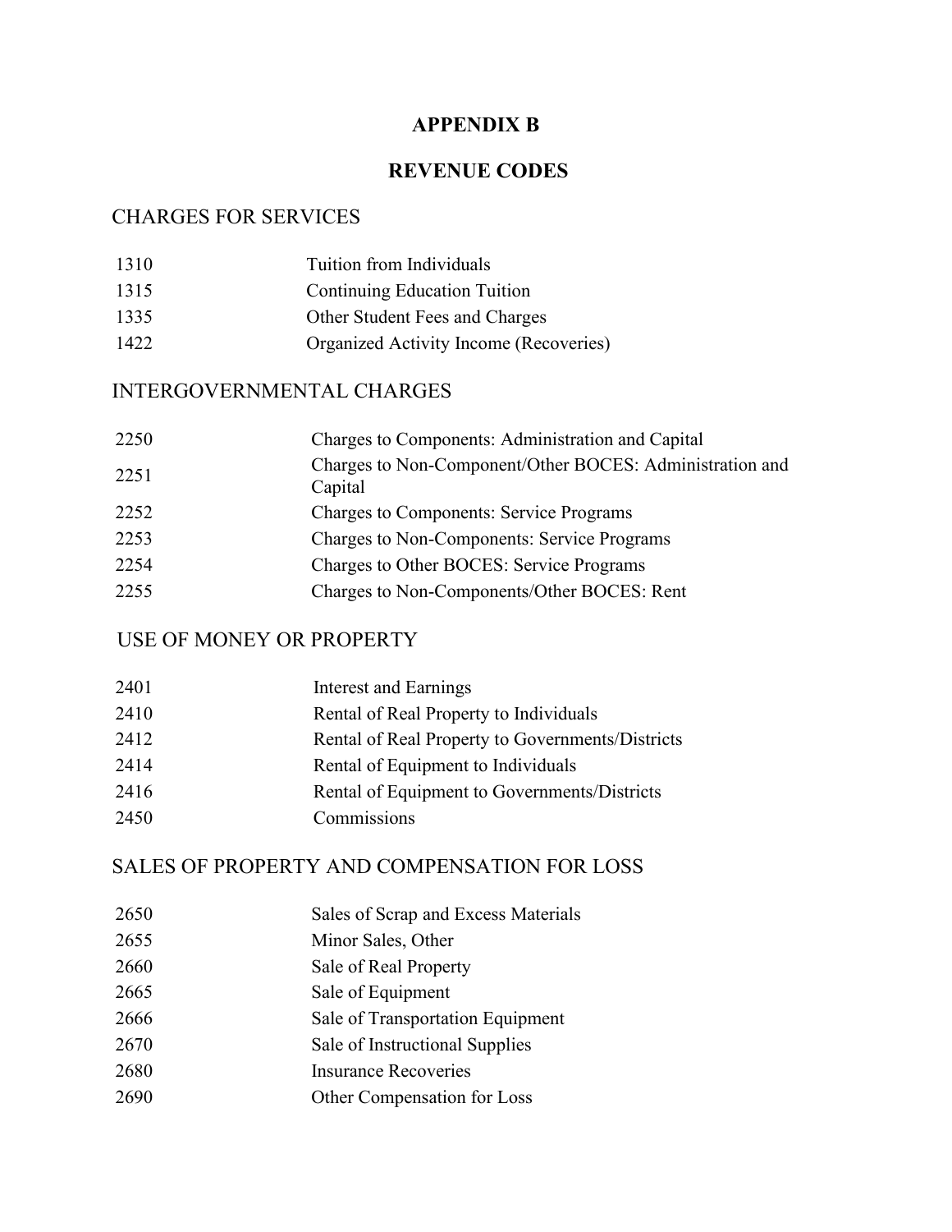# APPENDIX B

## REVENUE CODES

### CHARGES FOR SERVICES

| | |
|---|---|
| 1310 | Tuition from Individuals |
| 1315 | Continuing Education Tuition |
| 1335 | Other Student Fees and Charges |
| 1422 | Organized Activity Income (Recoveries) |

### INTERGOVERNMENTAL CHARGES

| | |
|---|---|
| 2250 | Charges to Components: Administration and Capital |
| 2251 | Charges to Non-Component/Other BOCES: Administration and Capital |
| 2252 | Charges to Components: Service Programs |
| 2253 | Charges to Non-Components: Service Programs |
| 2254 | Charges to Other BOCES: Service Programs |
| 2255 | Charges to Non-Components/Other BOCES: Rent |

### USE OF MONEY OR PROPERTY

| | |
|---|---|
| 2401 | Interest and Earnings |
| 2410 | Rental of Real Property to Individuals |
| 2412 | Rental of Real Property to Governments/Districts |
| 2414 | Rental of Equipment to Individuals |
| 2416 | Rental of Equipment to Governments/Districts |
| 2450 | Commissions |

### SALES OF PROPERTY AND COMPENSATION FOR LOSS

| | |
|---|---|
| 2650 | Sales of Scrap and Excess Materials |
| 2655 | Minor Sales, Other |
| 2660 | Sale of Real Property |
| 2665 | Sale of Equipment |
| 2666 | Sale of Transportation Equipment |
| 2670 | Sale of Instructional Supplies |
| 2680 | Insurance Recoveries |
| 2690 | Other Compensation for Loss |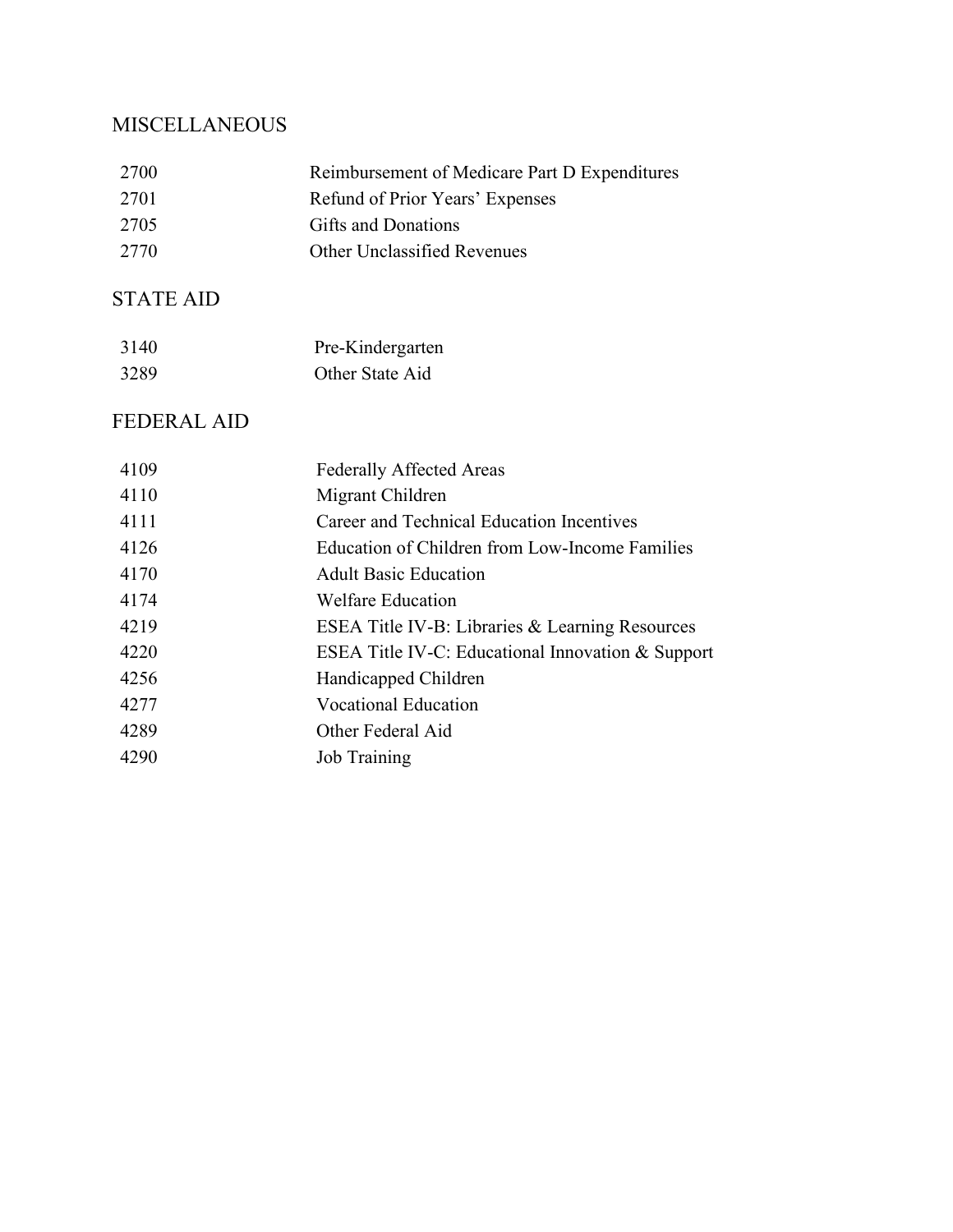## MISCELLANEOUS

| | |
|---|---|
| 2700 | Reimbursement of Medicare Part D Expenditures |
| 2701 | Refund of Prior Years' Expenses |
| 2705 | Gifts and Donations |
| 2770 | Other Unclassified Revenues |

## STATE AID

| | |
|---|---|
| 3140 | Pre-Kindergarten |
| 3289 | Other State Aid |

## FEDERAL AID

| | |
|---|---|
| 4109 | Federally Affected Areas |
| 4110 | Migrant Children |
| 4111 | Career and Technical Education Incentives |
| 4126 | Education of Children from Low-Income Families |
| 4170 | Adult Basic Education |
| 4174 | Welfare Education |
| 4219 | ESEA Title IV-B: Libraries & Learning Resources |
| 4220 | ESEA Title IV-C: Educational Innovation & Support |
| 4256 | Handicapped Children |
| 4277 | Vocational Education |
| 4289 | Other Federal Aid |
| 4290 | Job Training |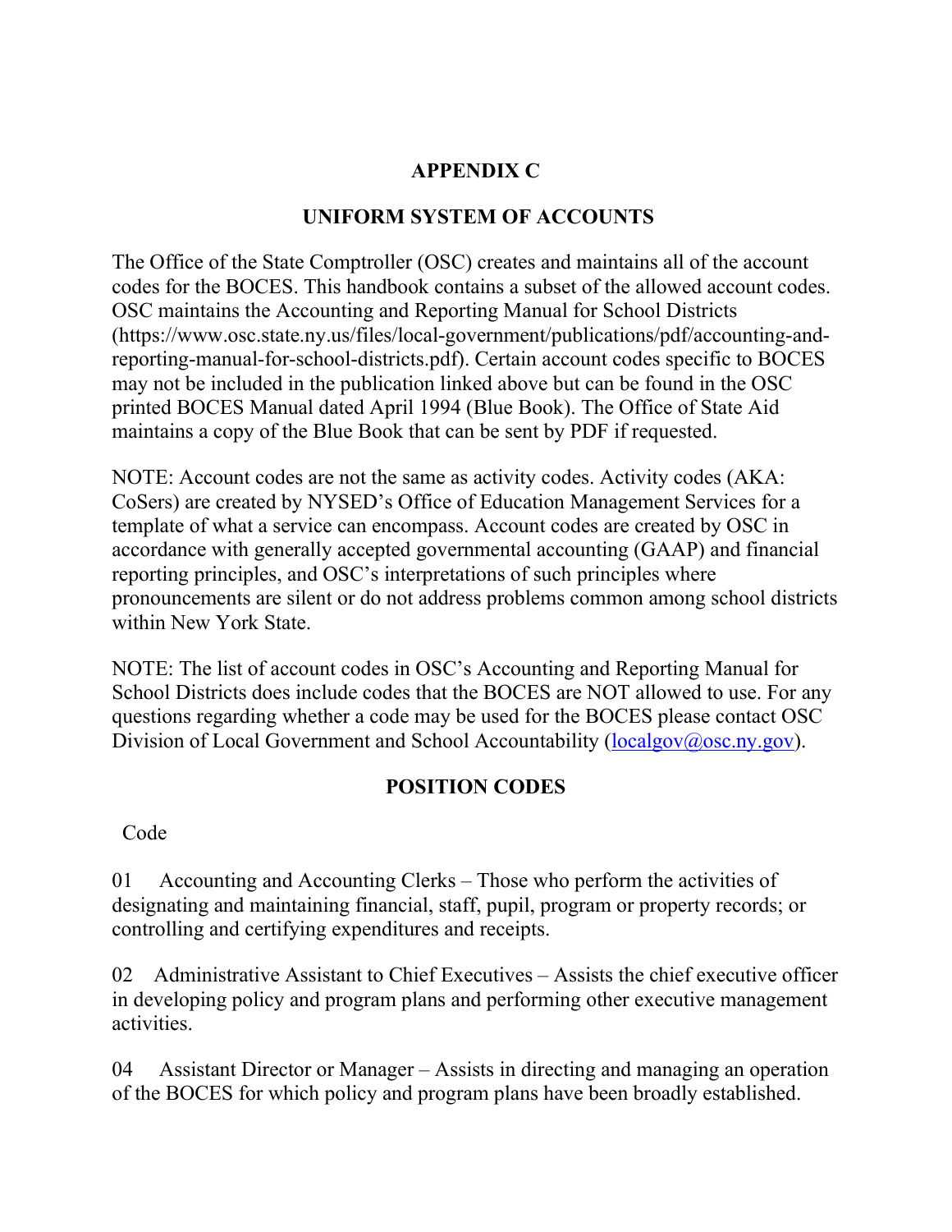# APPENDIX C

## UNIFORM SYSTEM OF ACCOUNTS

The Office of the State Comptroller (OSC) creates and maintains all of the account codes for the BOCES. This handbook contains a subset of the allowed account codes. OSC maintains the Accounting and Reporting Manual for School Districts (https://www.osc.state.ny.us/files/local-government/publications/pdf/accounting-and-reporting-manual-for-school-districts.pdf). Certain account codes specific to BOCES may not be included in the publication linked above but can be found in the OSC printed BOCES Manual dated April 1994 (Blue Book). The Office of State Aid maintains a copy of the Blue Book that can be sent by PDF if requested.

NOTE: Account codes are not the same as activity codes. Activity codes (AKA: CoSers) are created by NYSED's Office of Education Management Services for a template of what a service can encompass. Account codes are created by OSC in accordance with generally accepted governmental accounting (GAAP) and financial reporting principles, and OSC's interpretations of such principles where pronouncements are silent or do not address problems common among school districts within New York State.

NOTE: The list of account codes in OSC's Accounting and Reporting Manual for School Districts does include codes that the BOCES are NOT allowed to use. For any questions regarding whether a code may be used for the BOCES please contact OSC Division of Local Government and School Accountability (localgov@osc.ny.gov).

## POSITION CODES

Code

01 Accounting and Accounting Clerks – Those who perform the activities of designating and maintaining financial, staff, pupil, program or property records; or controlling and certifying expenditures and receipts.

02 Administrative Assistant to Chief Executives – Assists the chief executive officer in developing policy and program plans and performing other executive management activities.

04 Assistant Director or Manager – Assists in directing and managing an operation of the BOCES for which policy and program plans have been broadly established.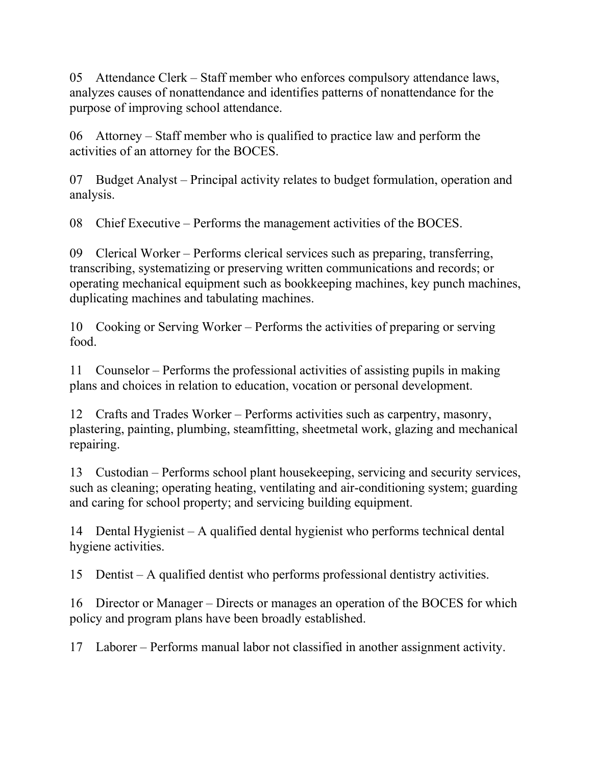05 Attendance Clerk – Staff member who enforces compulsory attendance laws, analyzes causes of nonattendance and identifies patterns of nonattendance for the purpose of improving school attendance.

06 Attorney – Staff member who is qualified to practice law and perform the activities of an attorney for the BOCES.

07 Budget Analyst – Principal activity relates to budget formulation, operation and analysis.

08 Chief Executive – Performs the management activities of the BOCES.

09 Clerical Worker – Performs clerical services such as preparing, transferring, transcribing, systematizing or preserving written communications and records; or operating mechanical equipment such as bookkeeping machines, key punch machines, duplicating machines and tabulating machines.

10 Cooking or Serving Worker – Performs the activities of preparing or serving food.

11 Counselor – Performs the professional activities of assisting pupils in making plans and choices in relation to education, vocation or personal development.

12 Crafts and Trades Worker – Performs activities such as carpentry, masonry, plastering, painting, plumbing, steamfitting, sheetmetal work, glazing and mechanical repairing.

13 Custodian – Performs school plant housekeeping, servicing and security services, such as cleaning; operating heating, ventilating and air-conditioning system; guarding and caring for school property; and servicing building equipment.

14 Dental Hygienist – A qualified dental hygienist who performs technical dental hygiene activities.

15 Dentist – A qualified dentist who performs professional dentistry activities.

16 Director or Manager – Directs or manages an operation of the BOCES for which policy and program plans have been broadly established.

17 Laborer – Performs manual labor not classified in another assignment activity.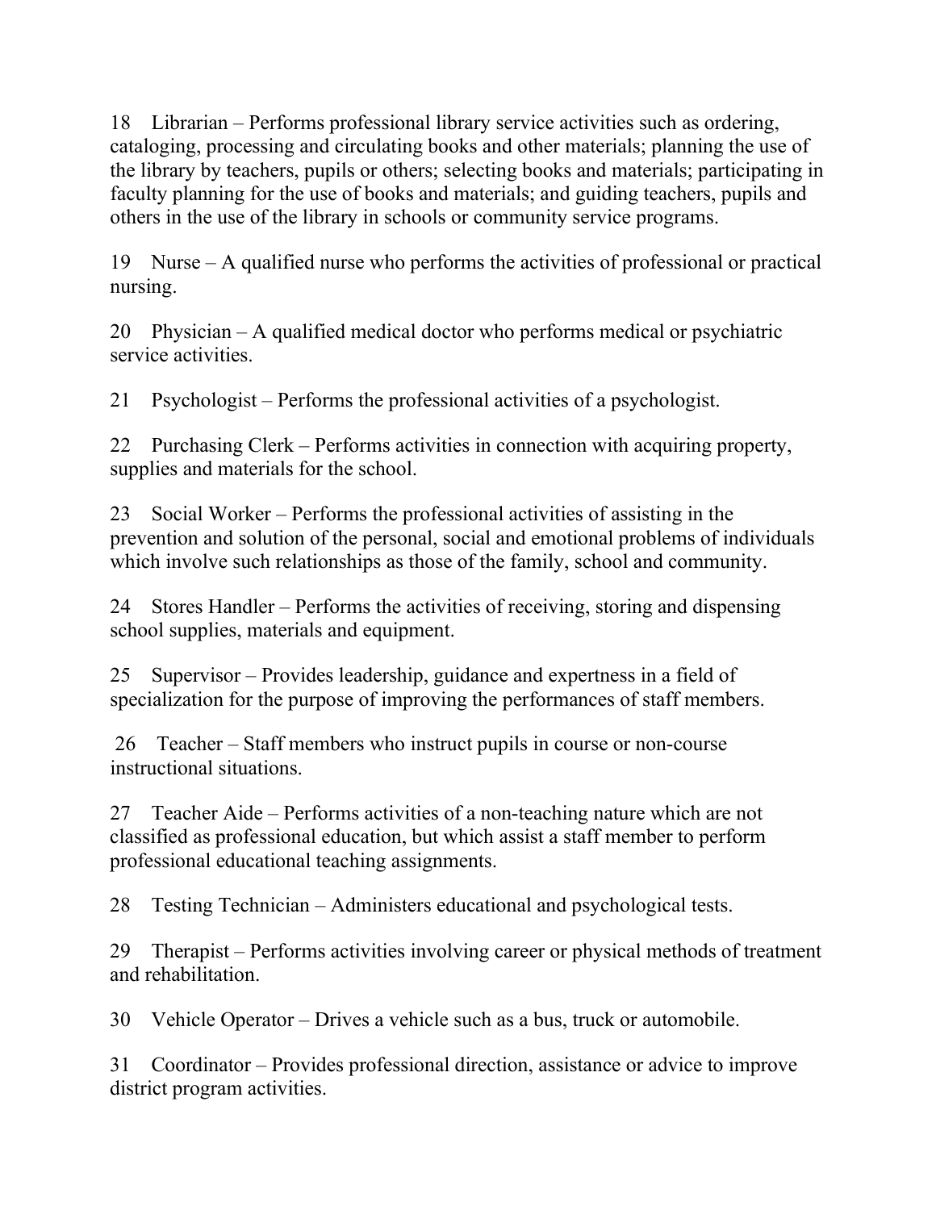18 Librarian – Performs professional library service activities such as ordering, cataloging, processing and circulating books and other materials; planning the use of the library by teachers, pupils or others; selecting books and materials; participating in faculty planning for the use of books and materials; and guiding teachers, pupils and others in the use of the library in schools or community service programs.

19 Nurse – A qualified nurse who performs the activities of professional or practical nursing.

20 Physician – A qualified medical doctor who performs medical or psychiatric service activities.

21 Psychologist – Performs the professional activities of a psychologist.

22 Purchasing Clerk – Performs activities in connection with acquiring property, supplies and materials for the school.

23 Social Worker – Performs the professional activities of assisting in the prevention and solution of the personal, social and emotional problems of individuals which involve such relationships as those of the family, school and community.

24 Stores Handler – Performs the activities of receiving, storing and dispensing school supplies, materials and equipment.

25 Supervisor – Provides leadership, guidance and expertness in a field of specialization for the purpose of improving the performances of staff members.

26 Teacher – Staff members who instruct pupils in course or non-course instructional situations.

27 Teacher Aide – Performs activities of a non-teaching nature which are not classified as professional education, but which assist a staff member to perform professional educational teaching assignments.

28 Testing Technician – Administers educational and psychological tests.

29 Therapist – Performs activities involving career or physical methods of treatment and rehabilitation.

30 Vehicle Operator – Drives a vehicle such as a bus, truck or automobile.

31 Coordinator – Provides professional direction, assistance or advice to improve district program activities.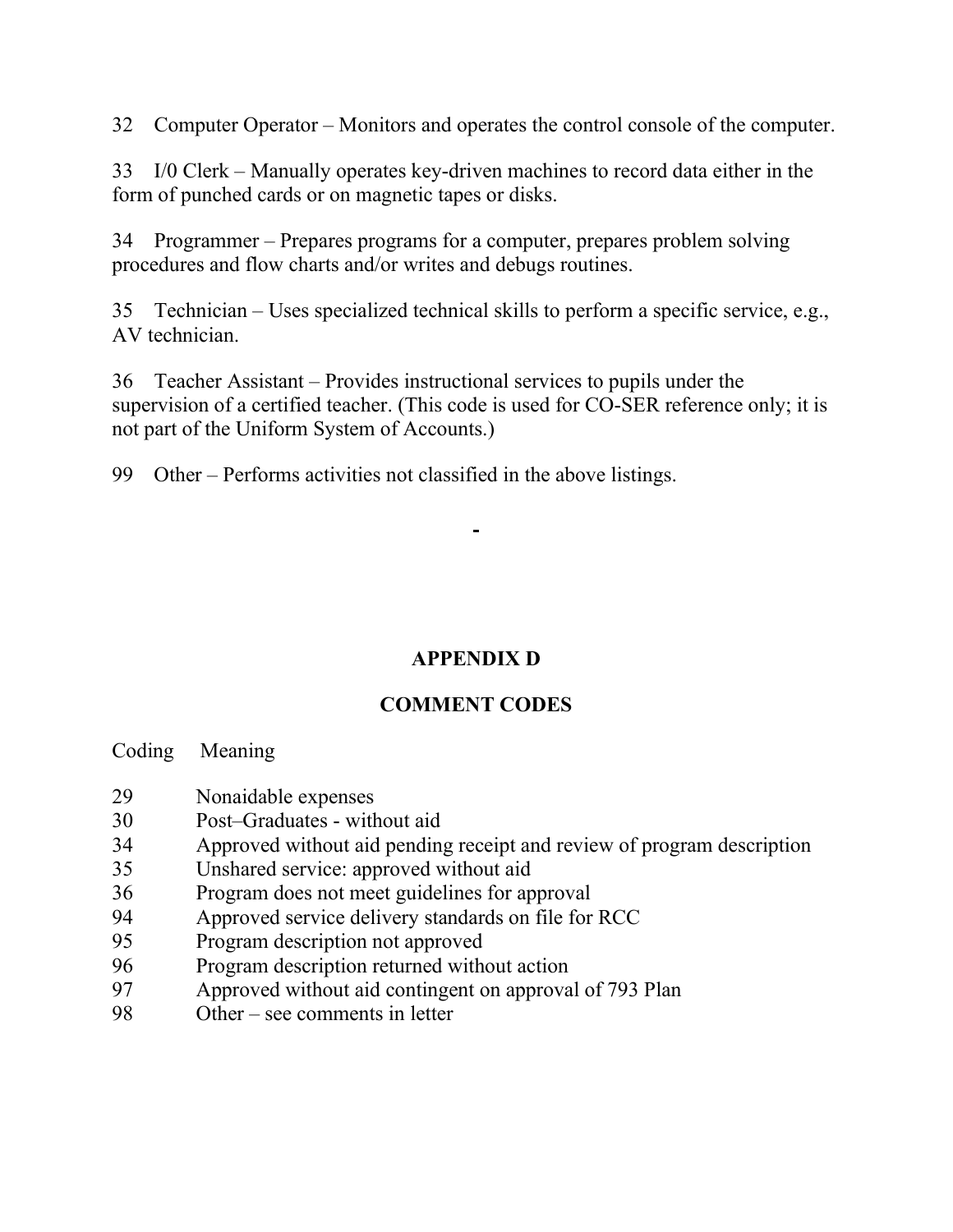32 Computer Operator – Monitors and operates the control console of the computer.

33 I/0 Clerk – Manually operates key-driven machines to record data either in the form of punched cards or on magnetic tapes or disks.

34 Programmer – Prepares programs for a computer, prepares problem solving procedures and flow charts and/or writes and debugs routines.

35 Technician – Uses specialized technical skills to perform a specific service, e.g., AV technician.

36 Teacher Assistant – Provides instructional services to pupils under the supervision of a certified teacher. (This code is used for CO-SER reference only; it is not part of the Uniform System of Accounts.)

99 Other – Performs activities not classified in the above listings.

-

## APPENDIX D

## COMMENT CODES

| Coding | Meaning |
|---|---|
| 29 | Nonaidable expenses |
| 30 | Post–Graduates - without aid |
| 34 | Approved without aid pending receipt and review of program description |
| 35 | Unshared service: approved without aid |
| 36 | Program does not meet guidelines for approval |
| 94 | Approved service delivery standards on file for RCC |
| 95 | Program description not approved |
| 96 | Program description returned without action |
| 97 | Approved without aid contingent on approval of 793 Plan |
| 98 | Other – see comments in letter |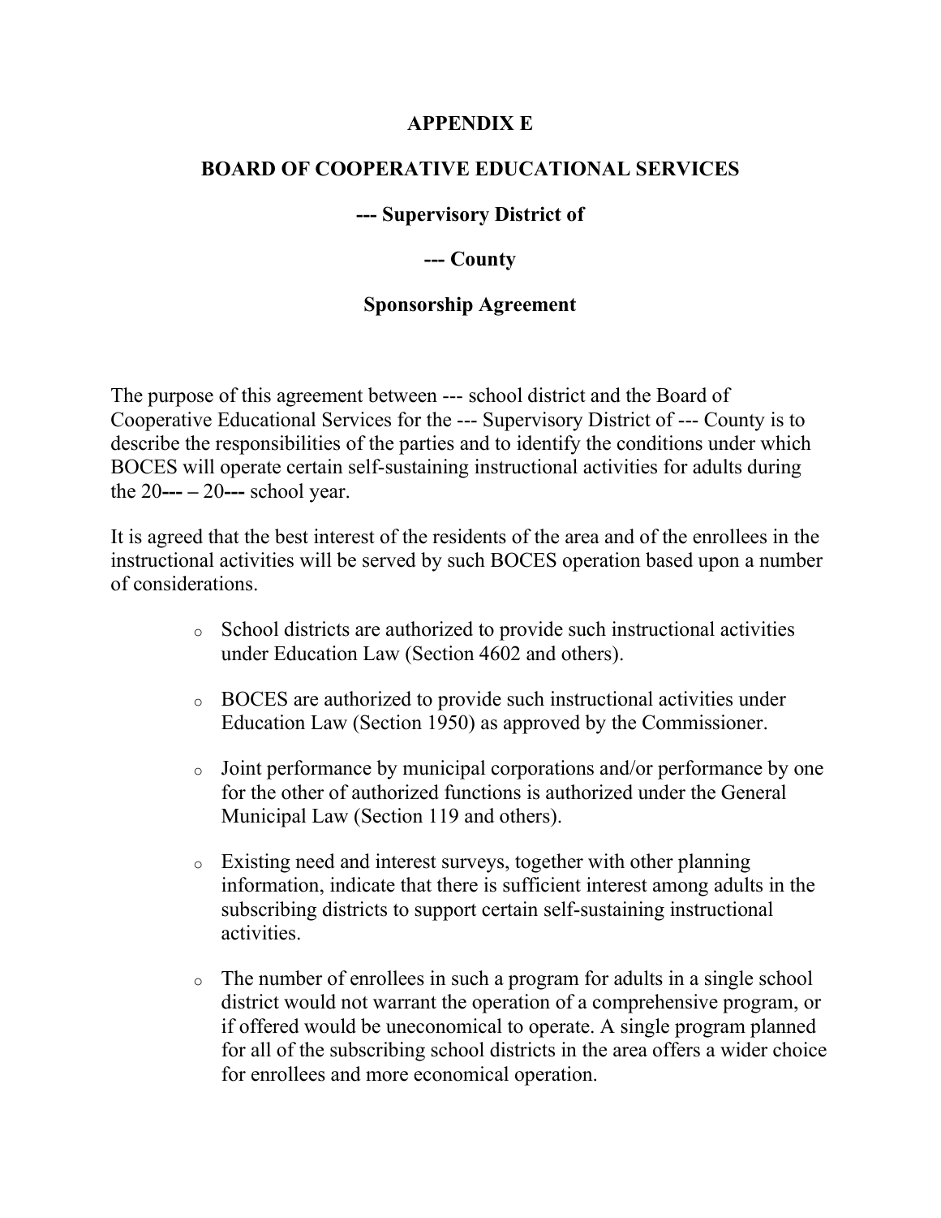# APPENDIX E

## BOARD OF COOPERATIVE EDUCATIONAL SERVICES

### --- Supervisory District of

### --- County

### Sponsorship Agreement

The purpose of this agreement between --- school district and the Board of Cooperative Educational Services for the --- Supervisory District of --- County is to describe the responsibilities of the parties and to identify the conditions under which BOCES will operate certain self-sustaining instructional activities for adults during the 20**---** – 20**---** school year.

It is agreed that the best interest of the residents of the area and of the enrollees in the instructional activities will be served by such BOCES operation based upon a number of considerations.

- School districts are authorized to provide such instructional activities under Education Law (Section 4602 and others).
- BOCES are authorized to provide such instructional activities under Education Law (Section 1950) as approved by the Commissioner.
- Joint performance by municipal corporations and/or performance by one for the other of authorized functions is authorized under the General Municipal Law (Section 119 and others).
- Existing need and interest surveys, together with other planning information, indicate that there is sufficient interest among adults in the subscribing districts to support certain self-sustaining instructional activities.
- The number of enrollees in such a program for adults in a single school district would not warrant the operation of a comprehensive program, or if offered would be uneconomical to operate. A single program planned for all of the subscribing school districts in the area offers a wider choice for enrollees and more economical operation.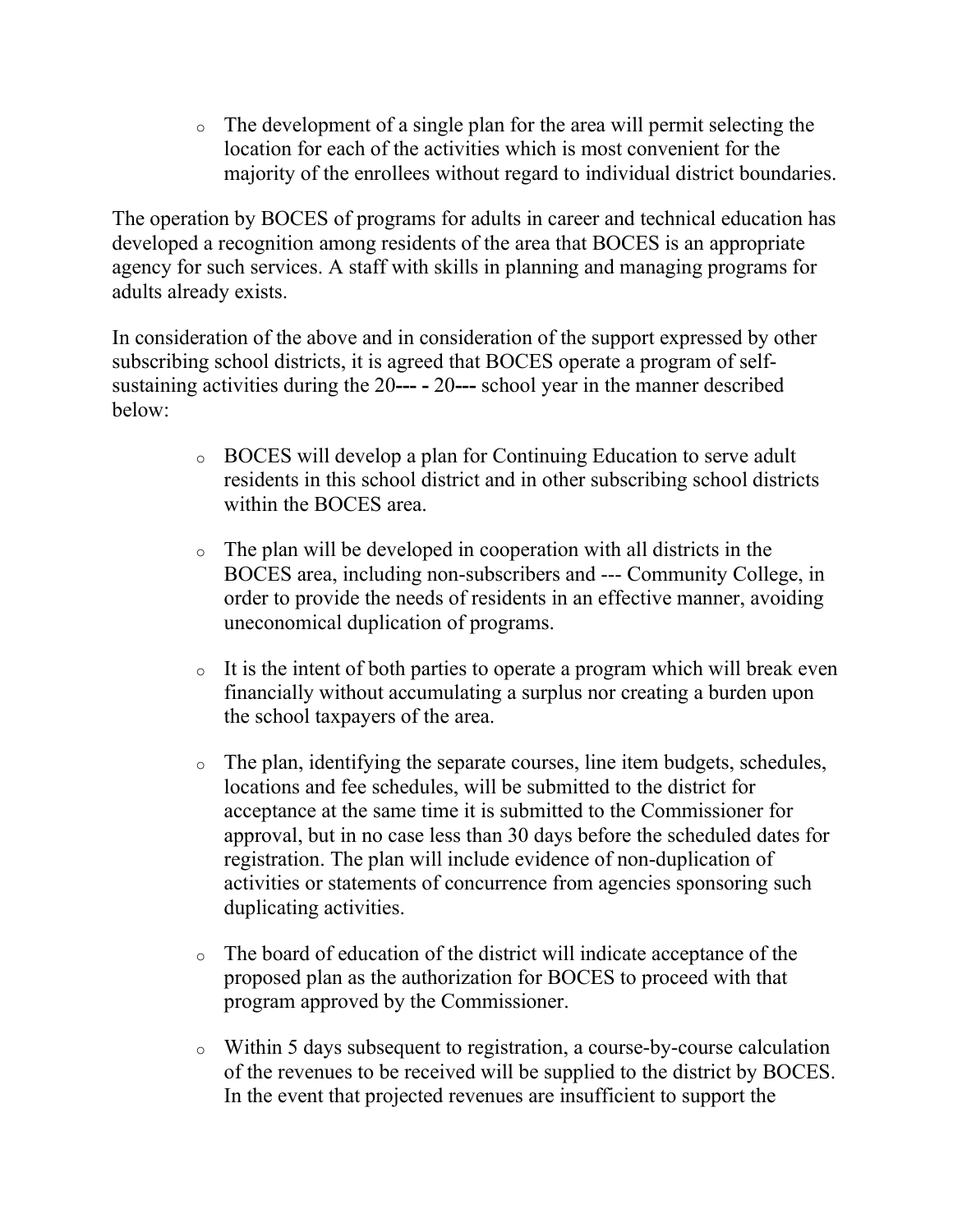- The development of a single plan for the area will permit selecting the location for each of the activities which is most convenient for the majority of the enrollees without regard to individual district boundaries.

The operation by BOCES of programs for adults in career and technical education has developed a recognition among residents of the area that BOCES is an appropriate agency for such services. A staff with skills in planning and managing programs for adults already exists.

In consideration of the above and in consideration of the support expressed by other subscribing school districts, it is agreed that BOCES operate a program of self-sustaining activities during the 20**---** **-** 20**---** school year in the manner described below:

- BOCES will develop a plan for Continuing Education to serve adult residents in this school district and in other subscribing school districts within the BOCES area.
- The plan will be developed in cooperation with all districts in the BOCES area, including non-subscribers and --- Community College, in order to provide the needs of residents in an effective manner, avoiding uneconomical duplication of programs.
- It is the intent of both parties to operate a program which will break even financially without accumulating a surplus nor creating a burden upon the school taxpayers of the area.
- The plan, identifying the separate courses, line item budgets, schedules, locations and fee schedules, will be submitted to the district for acceptance at the same time it is submitted to the Commissioner for approval, but in no case less than 30 days before the scheduled dates for registration. The plan will include evidence of non-duplication of activities or statements of concurrence from agencies sponsoring such duplicating activities.
- The board of education of the district will indicate acceptance of the proposed plan as the authorization for BOCES to proceed with that program approved by the Commissioner.
- Within 5 days subsequent to registration, a course-by-course calculation of the revenues to be received will be supplied to the district by BOCES. In the event that projected revenues are insufficient to support the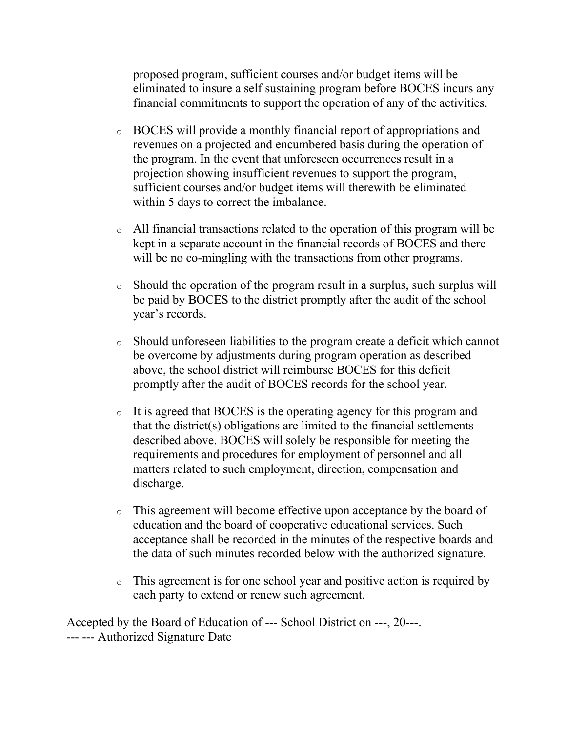proposed program, sufficient courses and/or budget items will be eliminated to insure a self sustaining program before BOCES incurs any financial commitments to support the operation of any of the activities.

- BOCES will provide a monthly financial report of appropriations and revenues on a projected and encumbered basis during the operation of the program. In the event that unforeseen occurrences result in a projection showing insufficient revenues to support the program, sufficient courses and/or budget items will therewith be eliminated within 5 days to correct the imbalance.
- All financial transactions related to the operation of this program will be kept in a separate account in the financial records of BOCES and there will be no co-mingling with the transactions from other programs.
- Should the operation of the program result in a surplus, such surplus will be paid by BOCES to the district promptly after the audit of the school year's records.
- Should unforeseen liabilities to the program create a deficit which cannot be overcome by adjustments during program operation as described above, the school district will reimburse BOCES for this deficit promptly after the audit of BOCES records for the school year.
- It is agreed that BOCES is the operating agency for this program and that the district(s) obligations are limited to the financial settlements described above. BOCES will solely be responsible for meeting the requirements and procedures for employment of personnel and all matters related to such employment, direction, compensation and discharge.
- This agreement will become effective upon acceptance by the board of education and the board of cooperative educational services. Such acceptance shall be recorded in the minutes of the respective boards and the data of such minutes recorded below with the authorized signature.
- This agreement is for one school year and positive action is required by each party to extend or renew such agreement.

Accepted by the Board of Education of --- School District on ---, 20---.
--- --- Authorized Signature Date